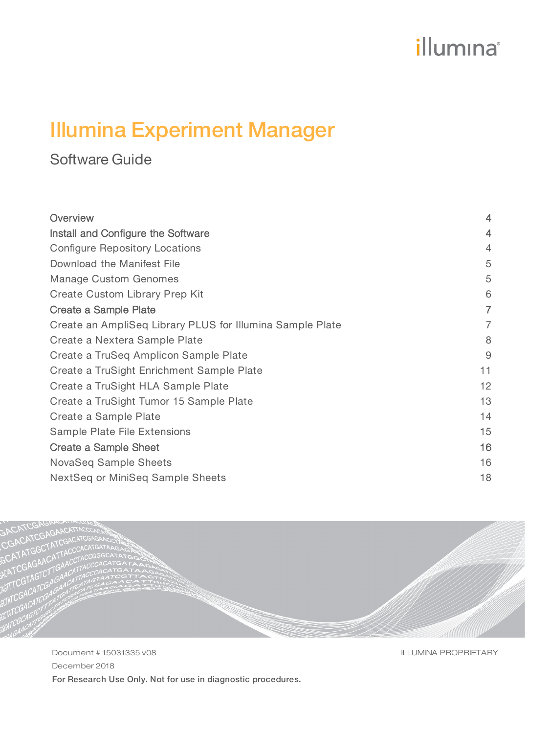illumina®

# Illumina Experiment Manager

## Software Guide

| | |
|---|---|
| Overview | 4 |
| Install and Configure the Software | 4 |
| Configure Repository Locations | 4 |
| Download the Manifest File | 5 |
| Manage Custom Genomes | 5 |
| Create Custom Library Prep Kit | 6 |
| Create a Sample Plate | 7 |
| Create an AmpliSeq Library PLUS for Illumina Sample Plate | 7 |
| Create a Nextera Sample Plate | 8 |
| Create a TruSeq Amplicon Sample Plate | 9 |
| Create a TruSight Enrichment Sample Plate | 11 |
| Create a TruSight HLA Sample Plate | 12 |
| Create a TruSight Tumor 15 Sample Plate | 13 |
| Create a Sample Plate | 14 |
| Sample Plate File Extensions | 15 |
| Create a Sample Sheet | 16 |
| NovaSeq Sample Sheets | 16 |
| NextSeq or MiniSeq Sample Sheets | 18 |

Document # 15031335 v08

December 2018

ILLUMINA PROPRIETARY

**For Research Use Only. Not for use in diagnostic procedures.**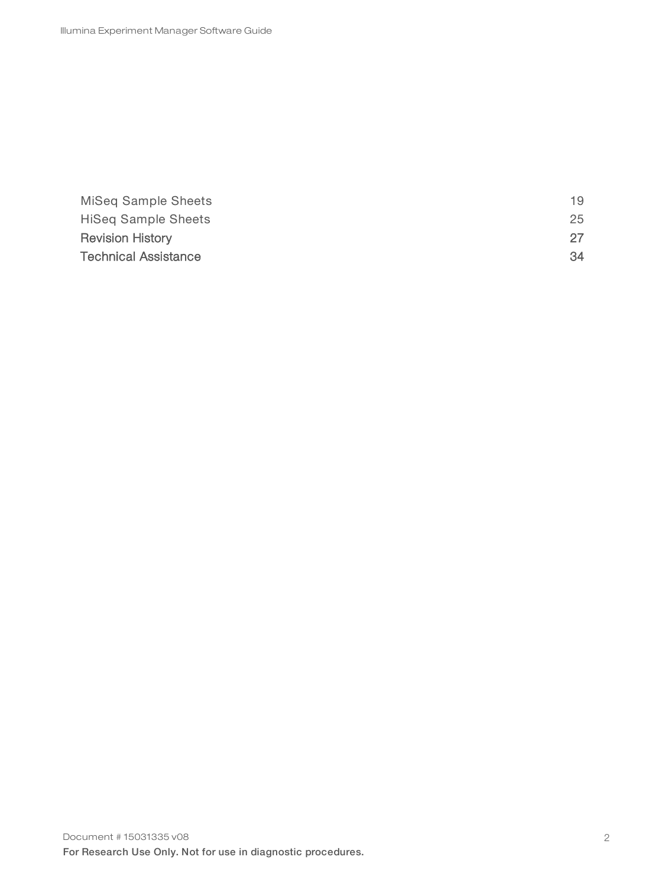| | |
|---|---|
| MiSeq Sample Sheets | 19 |
| HiSeq Sample Sheets | 25 |
| Revision History | 27 |
| Technical Assistance | 34 |

For Research Use Only. Not for use in diagnostic procedures.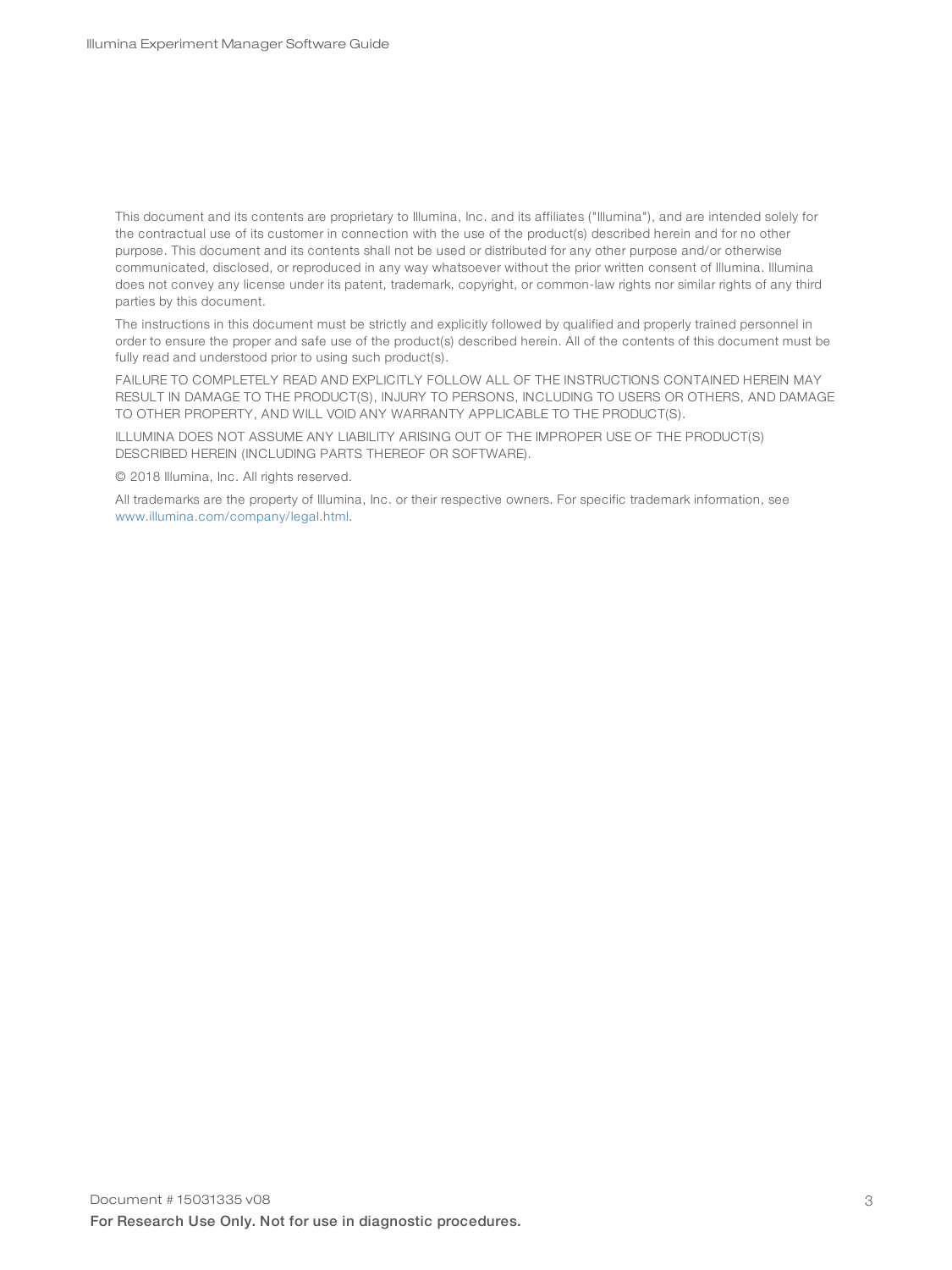This document and its contents are proprietary to Illumina, Inc. and its affiliates ("Illumina"), and are intended solely for the contractual use of its customer in connection with the use of the product(s) described herein and for no other purpose. This document and its contents shall not be used or distributed for any other purpose and/or otherwise communicated, disclosed, or reproduced in any way whatsoever without the prior written consent of Illumina. Illumina does not convey any license under its patent, trademark, copyright, or common-law rights nor similar rights of any third parties by this document.

The instructions in this document must be strictly and explicitly followed by qualified and properly trained personnel in order to ensure the proper and safe use of the product(s) described herein. All of the contents of this document must be fully read and understood prior to using such product(s).

FAILURE TO COMPLETELY READ AND EXPLICITLY FOLLOW ALL OF THE INSTRUCTIONS CONTAINED HEREIN MAY RESULT IN DAMAGE TO THE PRODUCT(S), INJURY TO PERSONS, INCLUDING TO USERS OR OTHERS, AND DAMAGE TO OTHER PROPERTY, AND WILL VOID ANY WARRANTY APPLICABLE TO THE PRODUCT(S).

ILLUMINA DOES NOT ASSUME ANY LIABILITY ARISING OUT OF THE IMPROPER USE OF THE PRODUCT(S) DESCRIBED HEREIN (INCLUDING PARTS THEREOF OR SOFTWARE).

© 2018 Illumina, Inc. All rights reserved.

All trademarks are the property of Illumina, Inc. or their respective owners. For specific trademark information, see www.illumina.com/company/legal.html.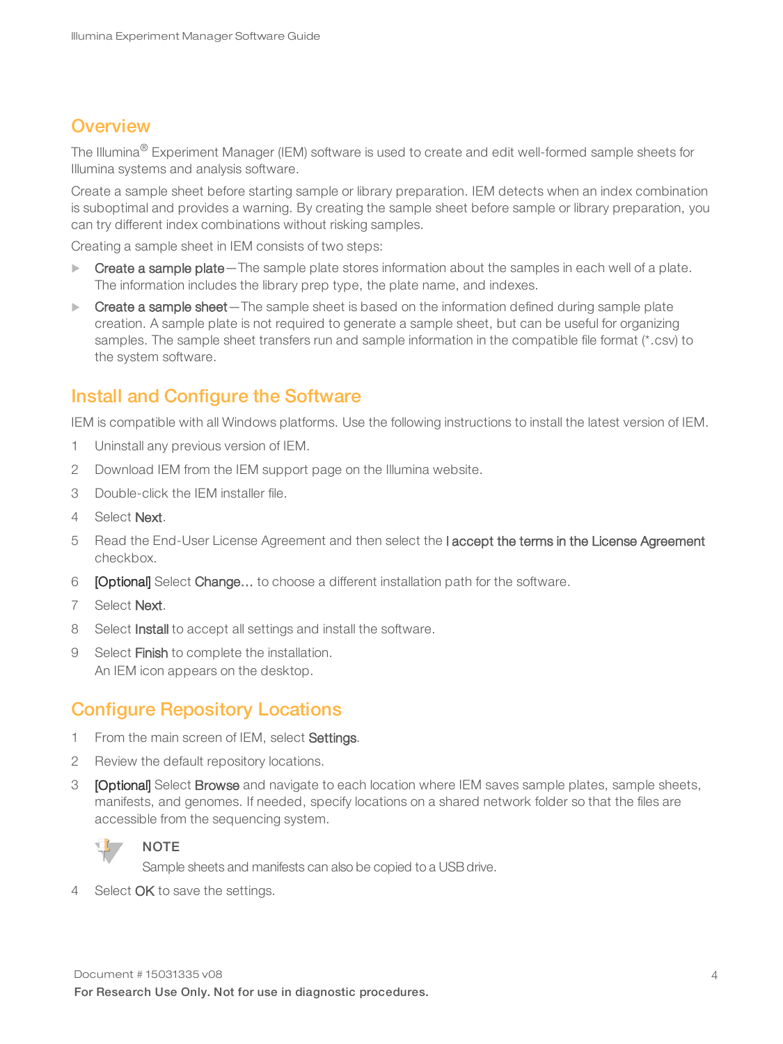## Overview

The Illumina® Experiment Manager (IEM) software is used to create and edit well-formed sample sheets for Illumina systems and analysis software.

Create a sample sheet before starting sample or library preparation. IEM detects when an index combination is suboptimal and provides a warning. By creating the sample sheet before sample or library preparation, you can try different index combinations without risking samples.

Creating a sample sheet in IEM consists of two steps:

- Create a sample plate—The sample plate stores information about the samples in each well of a plate. The information includes the library prep type, the plate name, and indexes.
- Create a sample sheet—The sample sheet is based on the information defined during sample plate creation. A sample plate is not required to generate a sample sheet, but can be useful for organizing samples. The sample sheet transfers run and sample information in the compatible file format (*.csv) to the system software.

## Install and Configure the Software

IEM is compatible with all Windows platforms. Use the following instructions to install the latest version of IEM.

1. Uninstall any previous version of IEM.
2. Download IEM from the IEM support page on the Illumina website.
3. Double-click the IEM installer file.
4. Select **Next**.
5. Read the End-User License Agreement and then select the **I accept the terms in the License Agreement** checkbox.
6. **[Optional]** Select **Change...** to choose a different installation path for the software.
7. Select **Next**.
8. Select **Install** to accept all settings and install the software.
9. Select **Finish** to complete the installation.
   An IEM icon appears on the desktop.

## Configure Repository Locations

1. From the main screen of IEM, select **Settings**.
2. Review the default repository locations.
3. **[Optional]** Select **Browse** and navigate to each location where IEM saves sample plates, sample sheets, manifests, and genomes. If needed, specify locations on a shared network folder so that the files are accessible from the sequencing system.

   **NOTE**
   Sample sheets and manifests can also be copied to a USB drive.

4. Select **OK** to save the settings.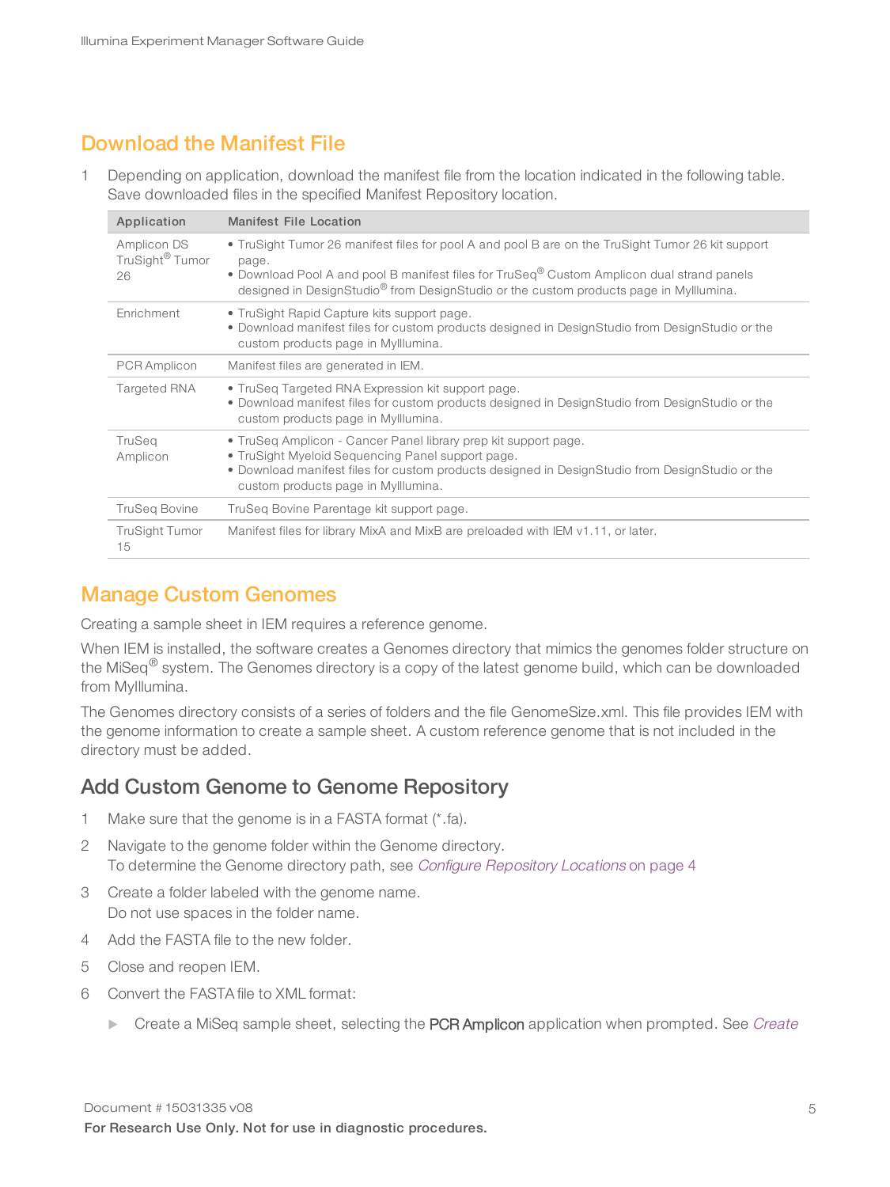## Download the Manifest File

1 Depending on application, download the manifest file from the location indicated in the following table. Save downloaded files in the specified Manifest Repository location.

| Application | Manifest File Location |
|---|---|
| Amplicon DS TruSight® Tumor 26 | • TruSight Tumor 26 manifest files for pool A and pool B are on the TruSight Tumor 26 kit support page.<br>• Download Pool A and pool B manifest files for TruSeq® Custom Amplicon dual strand panels designed in DesignStudio® from DesignStudio or the custom products page in MyIllumina. |
| Enrichment | • TruSight Rapid Capture kits support page.<br>• Download manifest files for custom products designed in DesignStudio from DesignStudio or the custom products page in MyIllumina. |
| PCR Amplicon | Manifest files are generated in IEM. |
| Targeted RNA | • TruSeq Targeted RNA Expression kit support page.<br>• Download manifest files for custom products designed in DesignStudio from DesignStudio or the custom products page in MyIllumina. |
| TruSeq Amplicon | • TruSeq Amplicon - Cancer Panel library prep kit support page.<br>• TruSight Myeloid Sequencing Panel support page.<br>• Download manifest files for custom products designed in DesignStudio from DesignStudio or the custom products page in MyIllumina. |
| TruSeq Bovine | TruSeq Bovine Parentage kit support page. |
| TruSight Tumor 15 | Manifest files for library MixA and MixB are preloaded with IEM v1.11, or later. |

## Manage Custom Genomes

Creating a sample sheet in IEM requires a reference genome.

When IEM is installed, the software creates a Genomes directory that mimics the genomes folder structure on the MiSeq® system. The Genomes directory is a copy of the latest genome build, which can be downloaded from MyIllumina.

The Genomes directory consists of a series of folders and the file GenomeSize.xml. This file provides IEM with the genome information to create a sample sheet. A custom reference genome that is not included in the directory must be added.

### Add Custom Genome to Genome Repository

1 Make sure that the genome is in a FASTA format (*.fa).

2 Navigate to the genome folder within the Genome directory.
To determine the Genome directory path, see *Configure Repository Locations* on page 4

3 Create a folder labeled with the genome name.
Do not use spaces in the folder name.

4 Add the FASTA file to the new folder.

5 Close and reopen IEM.

6 Convert the FASTA file to XML format:

- Create a MiSeq sample sheet, selecting the **PCR Amplicon** application when prompted. See *Create*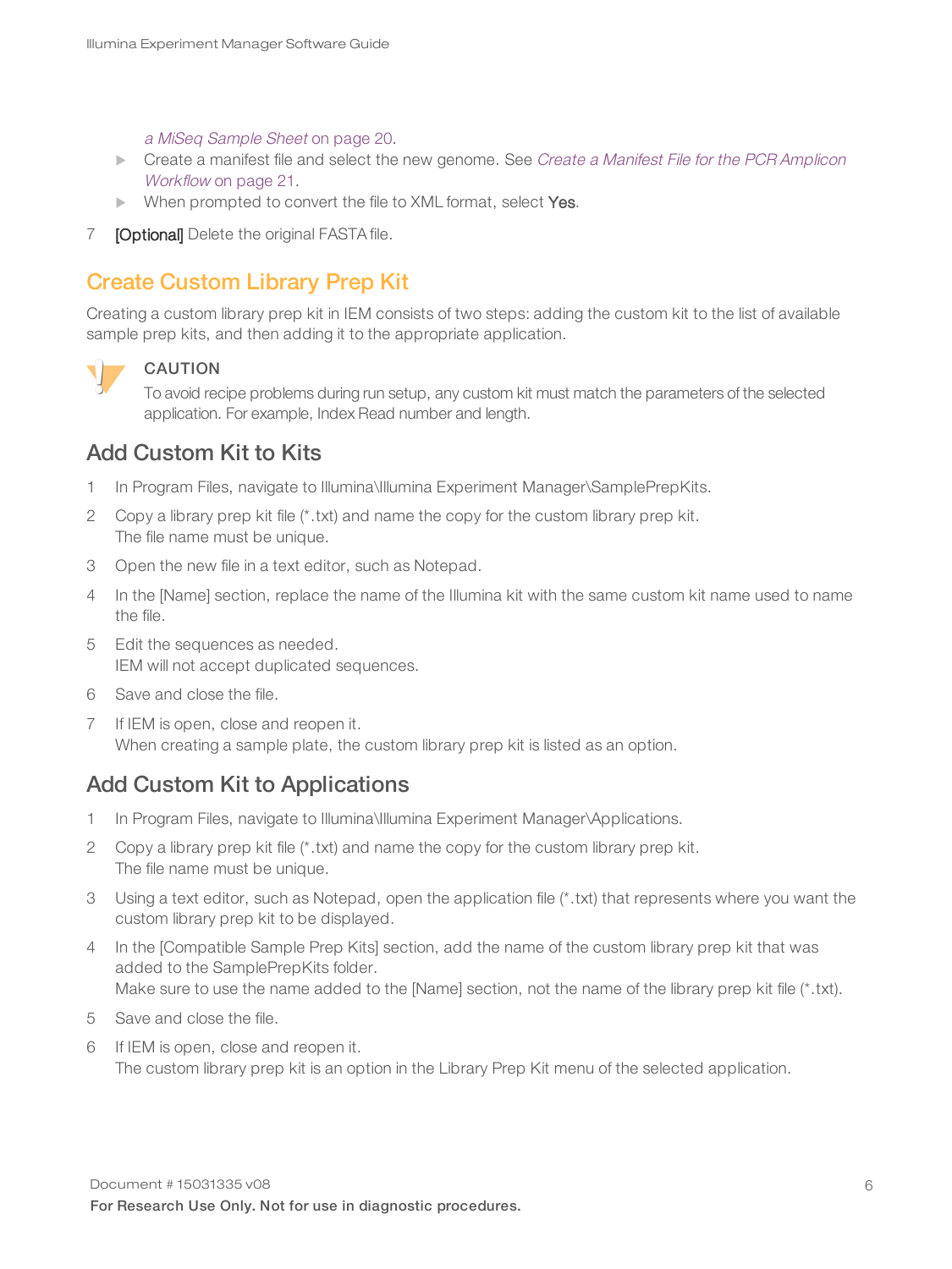a MiSeq Sample Sheet on page 20.

- Create a manifest file and select the new genome. See *Create a Manifest File for the PCR Amplicon Workflow* on page 21.
- When prompted to convert the file to XML format, select **Yes**.

7 **[Optional]** Delete the original FASTA file.

## Create Custom Library Prep Kit

Creating a custom library prep kit in IEM consists of two steps: adding the custom kit to the list of available sample prep kits, and then adding it to the appropriate application.

**CAUTION**

To avoid recipe problems during run setup, any custom kit must match the parameters of the selected application. For example, Index Read number and length.

### Add Custom Kit to Kits

1. In Program Files, navigate to Illumina\Illumina Experiment Manager\SamplePrepKits.
2. Copy a library prep kit file (*.txt) and name the copy for the custom library prep kit.
   The file name must be unique.
3. Open the new file in a text editor, such as Notepad.
4. In the [Name] section, replace the name of the Illumina kit with the same custom kit name used to name the file.
5. Edit the sequences as needed.
   IEM will not accept duplicated sequences.
6. Save and close the file.
7. If IEM is open, close and reopen it.
   When creating a sample plate, the custom library prep kit is listed as an option.

### Add Custom Kit to Applications

1. In Program Files, navigate to Illumina\Illumina Experiment Manager\Applications.
2. Copy a library prep kit file (*.txt) and name the copy for the custom library prep kit.
   The file name must be unique.
3. Using a text editor, such as Notepad, open the application file (*.txt) that represents where you want the custom library prep kit to be displayed.
4. In the [Compatible Sample Prep Kits] section, add the name of the custom library prep kit that was added to the SamplePrepKits folder.
   Make sure to use the name added to the [Name] section, not the name of the library prep kit file (*.txt).
5. Save and close the file.
6. If IEM is open, close and reopen it.
   The custom library prep kit is an option in the Library Prep Kit menu of the selected application.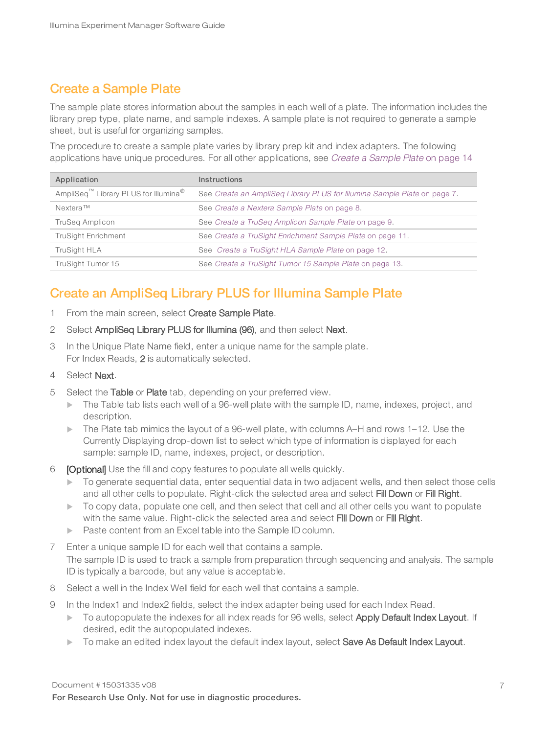## Create a Sample Plate

The sample plate stores information about the samples in each well of a plate. The information includes the library prep type, plate name, and sample indexes. A sample plate is not required to generate a sample sheet, but is useful for organizing samples.

The procedure to create a sample plate varies by library prep kit and index adapters. The following applications have unique procedures. For all other applications, see *Create a Sample Plate* on page 14

| Application | Instructions |
|---|---|
| AmpliSeq™ Library PLUS for Illumina® | See *Create an AmpliSeq Library PLUS for Illumina Sample Plate* on page 7. |
| Nextera™ | See *Create a Nextera Sample Plate* on page 8. |
| TruSeq Amplicon | See *Create a TruSeq Amplicon Sample Plate* on page 9. |
| TruSight Enrichment | See *Create a TruSight Enrichment Sample Plate* on page 11. |
| TruSight HLA | See *Create a TruSight HLA Sample Plate* on page 12. |
| TruSight Tumor 15 | See *Create a TruSight Tumor 15 Sample Plate* on page 13. |

## Create an AmpliSeq Library PLUS for Illumina Sample Plate

1. From the main screen, select **Create Sample Plate**.
2. Select **AmpliSeq Library PLUS for Illumina (96)**, and then select **Next**.
3. In the Unique Plate Name field, enter a unique name for the sample plate.
   For Index Reads, **2** is automatically selected.
4. Select **Next**.
5. Select the **Table** or **Plate** tab, depending on your preferred view.
   - The Table tab lists each well of a 96-well plate with the sample ID, name, indexes, project, and description.
   - The Plate tab mimics the layout of a 96-well plate, with columns A–H and rows 1–12. Use the Currently Displaying drop-down list to select which type of information is displayed for each sample: sample ID, name, indexes, project, or description.
6. **[Optional]** Use the fill and copy features to populate all wells quickly.
   - To generate sequential data, enter sequential data in two adjacent wells, and then select those cells and all other cells to populate. Right-click the selected area and select **Fill Down** or **Fill Right**.
   - To copy data, populate one cell, and then select that cell and all other cells you want to populate with the same value. Right-click the selected area and select **Fill Down** or **Fill Right**.
   - Paste content from an Excel table into the Sample ID column.
7. Enter a unique sample ID for each well that contains a sample.
   The sample ID is used to track a sample from preparation through sequencing and analysis. The sample ID is typically a barcode, but any value is acceptable.
8. Select a well in the Index Well field for each well that contains a sample.
9. In the Index1 and Index2 fields, select the index adapter being used for each Index Read.
   - To autopopulate the indexes for all index reads for 96 wells, select **Apply Default Index Layout**. If desired, edit the autopopulated indexes.
   - To make an edited index layout the default index layout, select **Save As Default Index Layout**.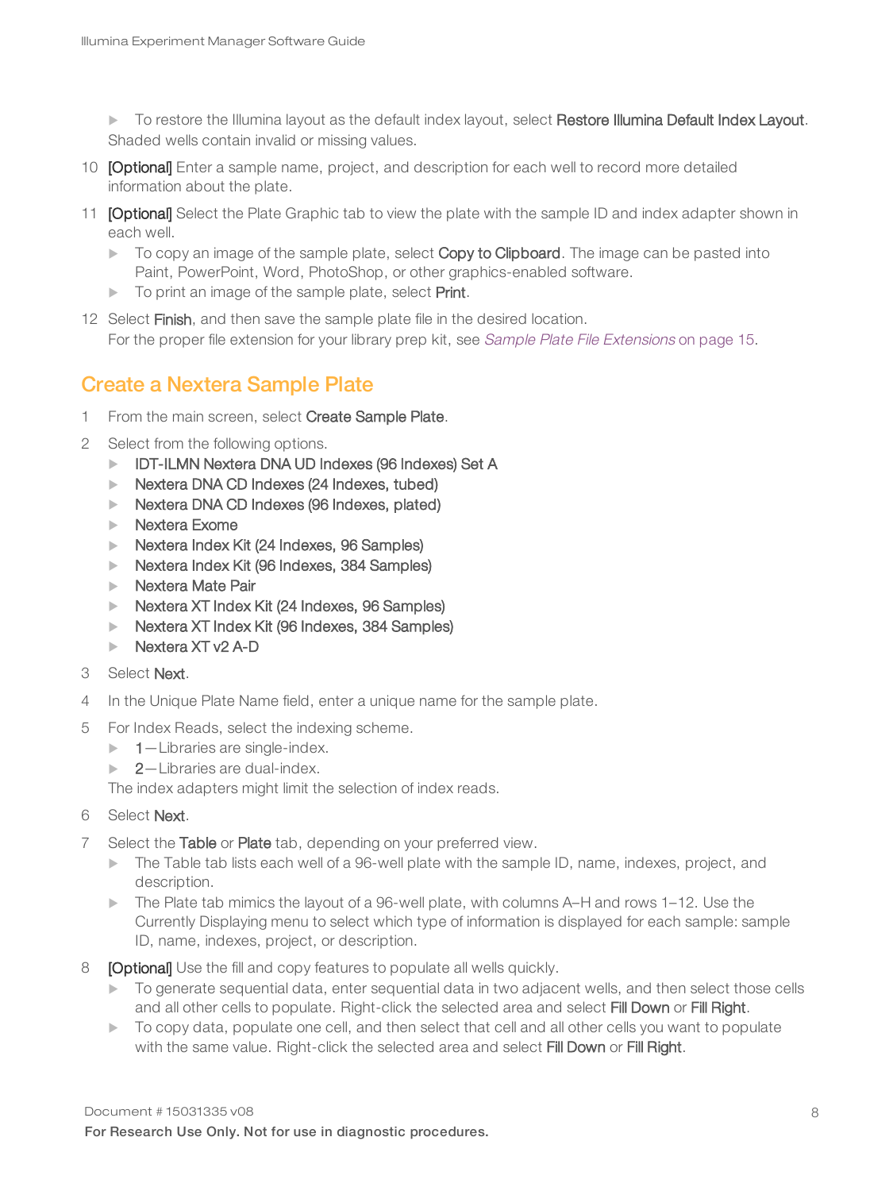- To restore the Illumina layout as the default index layout, select **Restore Illumina Default Index Layout**.

 Shaded wells contain invalid or missing values.

10 **[Optional]** Enter a sample name, project, and description for each well to record more detailed information about the plate.

11 **[Optional]** Select the Plate Graphic tab to view the plate with the sample ID and index adapter shown in each well.
 - To copy an image of the sample plate, select **Copy to Clipboard**. The image can be pasted into Paint, PowerPoint, Word, PhotoShop, or other graphics-enabled software.
 - To print an image of the sample plate, select **Print**.

12 Select **Finish**, and then save the sample plate file in the desired location.
 For the proper file extension for your library prep kit, see *Sample Plate File Extensions* on page 15.

## Create a Nextera Sample Plate

1. From the main screen, select **Create Sample Plate**.
2. Select from the following options.
   - **IDT-ILMN Nextera DNA UD Indexes (96 Indexes) Set A**
   - **Nextera DNA CD Indexes (24 Indexes, tubed)**
   - **Nextera DNA CD Indexes (96 Indexes, plated)**
   - **Nextera Exome**
   - **Nextera Index Kit (24 Indexes, 96 Samples)**
   - **Nextera Index Kit (96 Indexes, 384 Samples)**
   - **Nextera Mate Pair**
   - **Nextera XT Index Kit (24 Indexes, 96 Samples)**
   - **Nextera XT Index Kit (96 Indexes, 384 Samples)**
   - **Nextera XT v2 A-D**
3. Select **Next**.
4. In the Unique Plate Name field, enter a unique name for the sample plate.
5. For Index Reads, select the indexing scheme.
   - **1**—Libraries are single-index.
   - **2**—Libraries are dual-index.

   The index adapters might limit the selection of index reads.
6. Select **Next**.
7. Select the **Table** or **Plate** tab, depending on your preferred view.
   - The Table tab lists each well of a 96-well plate with the sample ID, name, indexes, project, and description.
   - The Plate tab mimics the layout of a 96-well plate, with columns A–H and rows 1–12. Use the Currently Displaying menu to select which type of information is displayed for each sample: sample ID, name, indexes, project, or description.
8. **[Optional]** Use the fill and copy features to populate all wells quickly.
   - To generate sequential data, enter sequential data in two adjacent wells, and then select those cells and all other cells to populate. Right-click the selected area and select **Fill Down** or **Fill Right**.
   - To copy data, populate one cell, and then select that cell and all other cells you want to populate with the same value. Right-click the selected area and select **Fill Down** or **Fill Right**.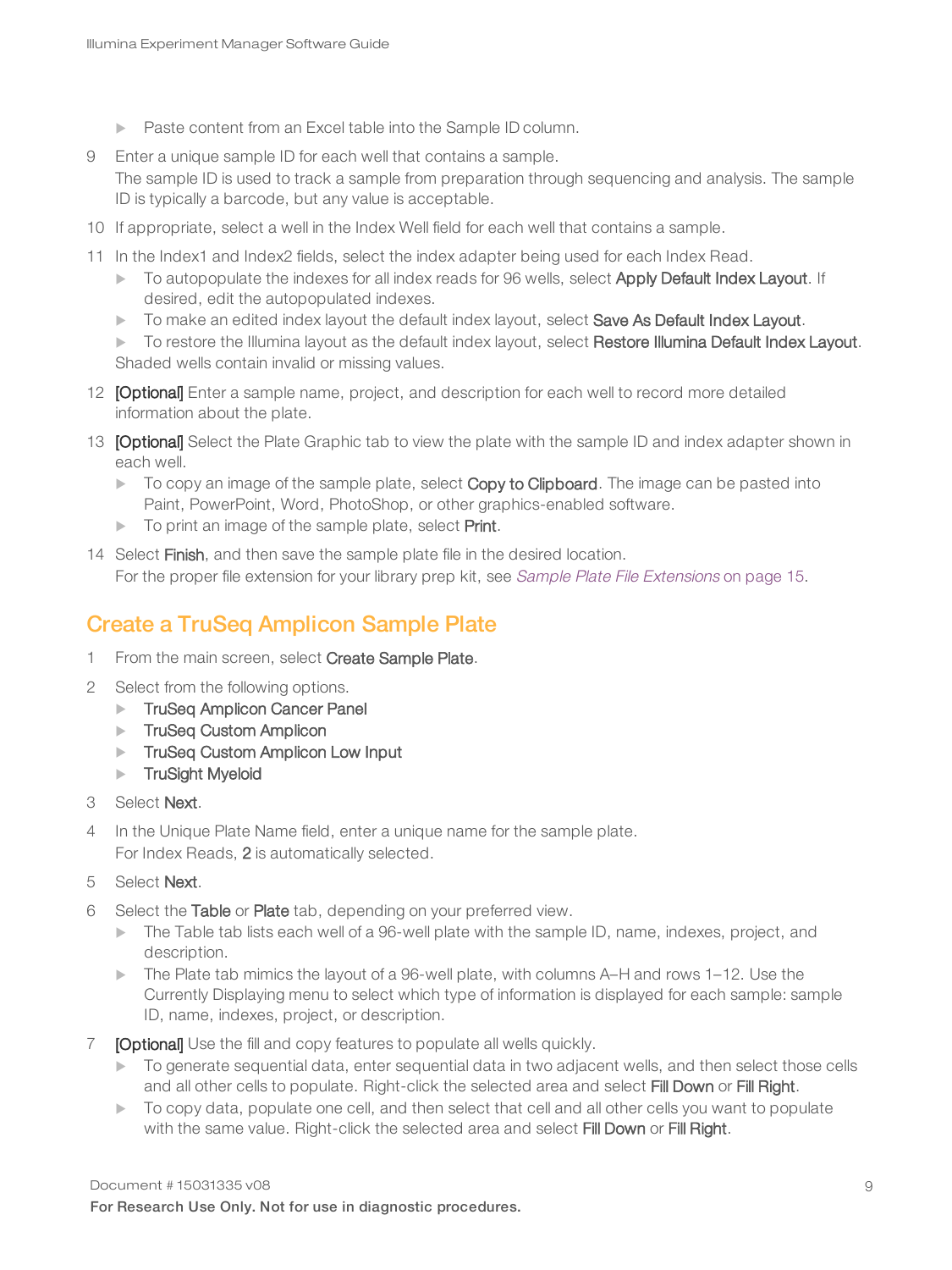- Paste content from an Excel table into the Sample ID column.

9 Enter a unique sample ID for each well that contains a sample.
   The sample ID is used to track a sample from preparation through sequencing and analysis. The sample ID is typically a barcode, but any value is acceptable.

10 If appropriate, select a well in the Index Well field for each well that contains a sample.

11 In the Index1 and Index2 fields, select the index adapter being used for each Index Read.
   - To autopopulate the indexes for all index reads for 96 wells, select **Apply Default Index Layout**. If desired, edit the autopopulated indexes.
   - To make an edited index layout the default index layout, select **Save As Default Index Layout**.
   - To restore the Illumina layout as the default index layout, select **Restore Illumina Default Index Layout**.

   Shaded wells contain invalid or missing values.

12 **[Optional]** Enter a sample name, project, and description for each well to record more detailed information about the plate.

13 **[Optional]** Select the Plate Graphic tab to view the plate with the sample ID and index adapter shown in each well.
   - To copy an image of the sample plate, select **Copy to Clipboard**. The image can be pasted into Paint, PowerPoint, Word, PhotoShop, or other graphics-enabled software.
   - To print an image of the sample plate, select **Print**.

14 Select **Finish**, and then save the sample plate file in the desired location.
   For the proper file extension for your library prep kit, see *Sample Plate File Extensions* on page 15.

## Create a TruSeq Amplicon Sample Plate

1 From the main screen, select **Create Sample Plate**.

2 Select from the following options.
   - **TruSeq Amplicon Cancer Panel**
   - **TruSeq Custom Amplicon**
   - **TruSeq Custom Amplicon Low Input**
   - **TruSight Myeloid**

3 Select **Next**.

4 In the Unique Plate Name field, enter a unique name for the sample plate.
   For Index Reads, **2** is automatically selected.

5 Select **Next**.

6 Select the **Table** or **Plate** tab, depending on your preferred view.
   - The Table tab lists each well of a 96-well plate with the sample ID, name, indexes, project, and description.
   - The Plate tab mimics the layout of a 96-well plate, with columns A–H and rows 1–12. Use the Currently Displaying menu to select which type of information is displayed for each sample: sample ID, name, indexes, project, or description.

7 **[Optional]** Use the fill and copy features to populate all wells quickly.
   - To generate sequential data, enter sequential data in two adjacent wells, and then select those cells and all other cells to populate. Right-click the selected area and select **Fill Down** or **Fill Right**.
   - To copy data, populate one cell, and then select that cell and all other cells you want to populate with the same value. Right-click the selected area and select **Fill Down** or **Fill Right**.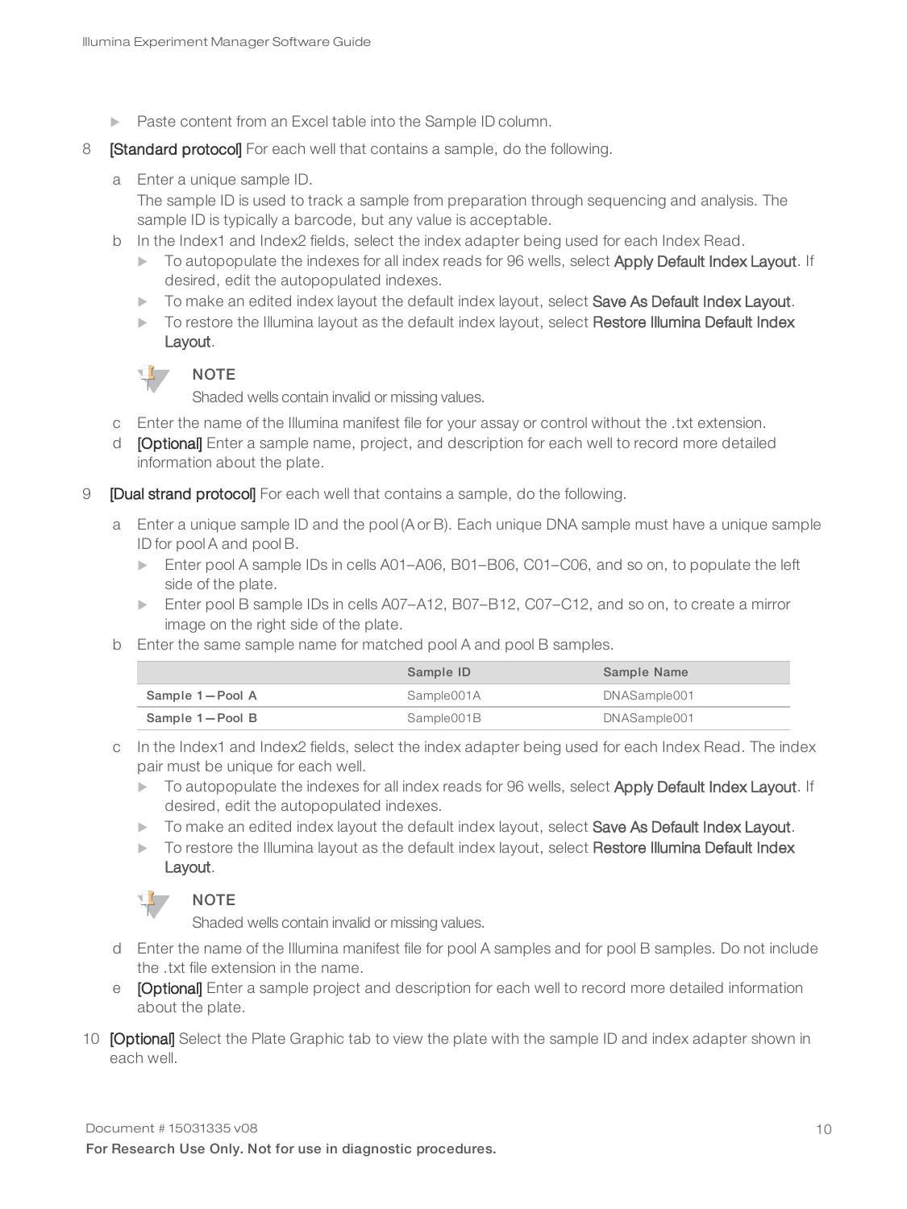- Paste content from an Excel table into the Sample ID column.

8 **[Standard protocol]** For each well that contains a sample, do the following.

   a Enter a unique sample ID.
   The sample ID is used to track a sample from preparation through sequencing and analysis. The sample ID is typically a barcode, but any value is acceptable.

   b In the Index1 and Index2 fields, select the index adapter being used for each Index Read.
   - To autopopulate the indexes for all index reads for 96 wells, select **Apply Default Index Layout**. If desired, edit the autopopulated indexes.
   - To make an edited index layout the default index layout, select **Save As Default Index Layout**.
   - To restore the Illumina layout as the default index layout, select **Restore Illumina Default Index Layout**.

   **NOTE**
   Shaded wells contain invalid or missing values.

   c Enter the name of the Illumina manifest file for your assay or control without the .txt extension.

   d **[Optional]** Enter a sample name, project, and description for each well to record more detailed information about the plate.

9 **[Dual strand protocol]** For each well that contains a sample, do the following.

   a Enter a unique sample ID and the pool (A or B). Each unique DNA sample must have a unique sample ID for pool A and pool B.
   - Enter pool A sample IDs in cells A01–A06, B01–B06, C01–C06, and so on, to populate the left side of the plate.
   - Enter pool B sample IDs in cells A07–A12, B07–B12, C07–C12, and so on, to create a mirror image on the right side of the plate.

   b Enter the same sample name for matched pool A and pool B samples.

| | Sample ID | Sample Name |
|---|---|---|
| Sample 1—Pool A | Sample001A | DNASample001 |
| Sample 1—Pool B | Sample001B | DNASample001 |

   c In the Index1 and Index2 fields, select the index adapter being used for each Index Read. The index pair must be unique for each well.
   - To autopopulate the indexes for all index reads for 96 wells, select **Apply Default Index Layout**. If desired, edit the autopopulated indexes.
   - To make an edited index layout the default index layout, select **Save As Default Index Layout**.
   - To restore the Illumina layout as the default index layout, select **Restore Illumina Default Index Layout**.

   **NOTE**
   Shaded wells contain invalid or missing values.

   d Enter the name of the Illumina manifest file for pool A samples and for pool B samples. Do not include the .txt file extension in the name.

   e **[Optional]** Enter a sample project and description for each well to record more detailed information about the plate.

10 **[Optional]** Select the Plate Graphic tab to view the plate with the sample ID and index adapter shown in each well.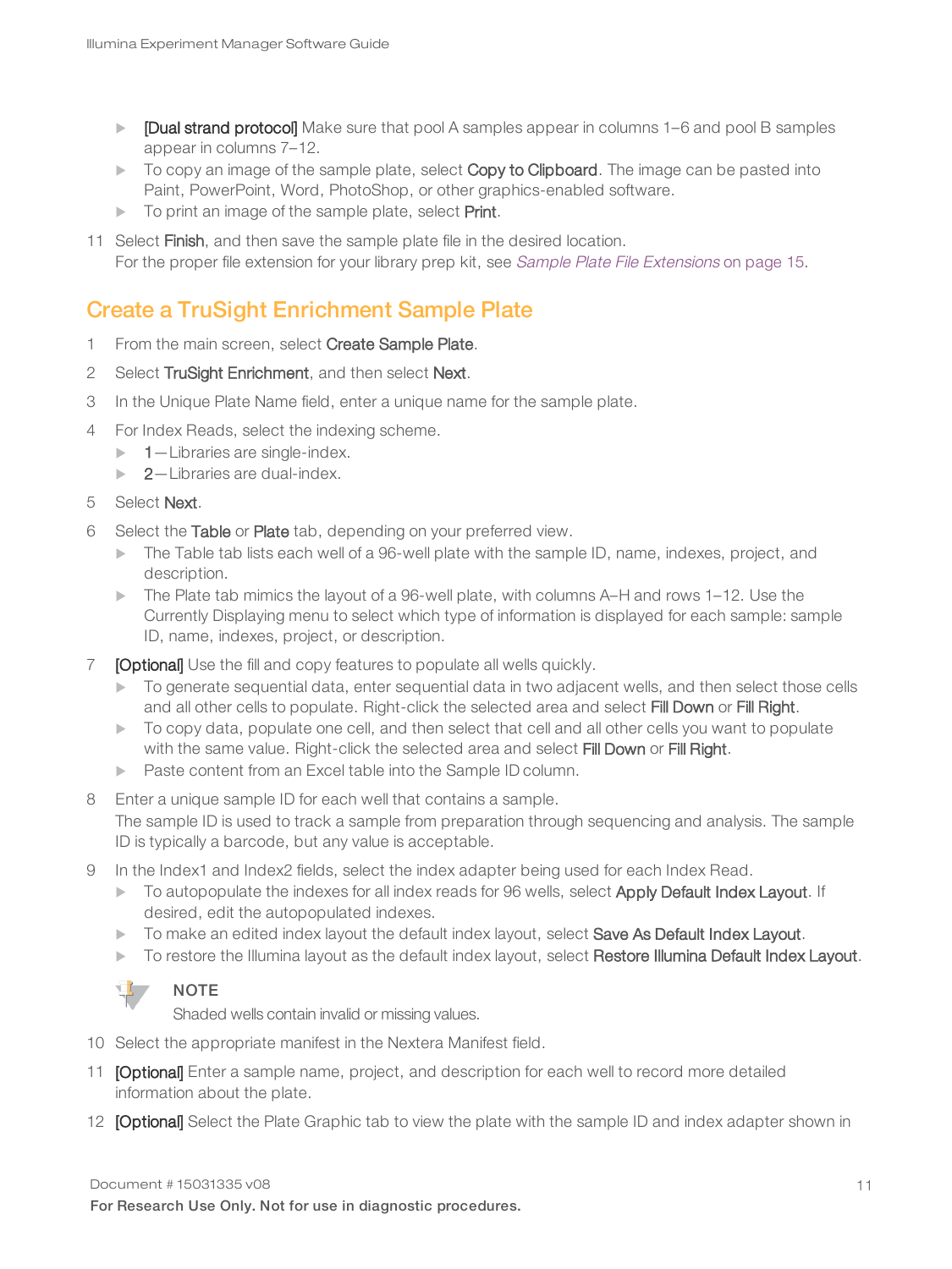- **[Dual strand protocol]** Make sure that pool A samples appear in columns 1–6 and pool B samples appear in columns 7–12.
- To copy an image of the sample plate, select **Copy to Clipboard**. The image can be pasted into Paint, PowerPoint, Word, PhotoShop, or other graphics-enabled software.
- To print an image of the sample plate, select **Print**.

11 Select **Finish**, and then save the sample plate file in the desired location.
For the proper file extension for your library prep kit, see *Sample Plate File Extensions* on page 15.

## Create a TruSight Enrichment Sample Plate

1 From the main screen, select **Create Sample Plate**.

2 Select **TruSight Enrichment**, and then select **Next**.

3 In the Unique Plate Name field, enter a unique name for the sample plate.

4 For Index Reads, select the indexing scheme.
   - **1**—Libraries are single-index.
   - **2**—Libraries are dual-index.

5 Select **Next**.

6 Select the **Table** or **Plate** tab, depending on your preferred view.
   - The Table tab lists each well of a 96-well plate with the sample ID, name, indexes, project, and description.
   - The Plate tab mimics the layout of a 96-well plate, with columns A–H and rows 1–12. Use the Currently Displaying menu to select which type of information is displayed for each sample: sample ID, name, indexes, project, or description.

7 **[Optional]** Use the fill and copy features to populate all wells quickly.
   - To generate sequential data, enter sequential data in two adjacent wells, and then select those cells and all other cells to populate. Right-click the selected area and select **Fill Down** or **Fill Right**.
   - To copy data, populate one cell, and then select that cell and all other cells you want to populate with the same value. Right-click the selected area and select **Fill Down** or **Fill Right**.
   - Paste content from an Excel table into the Sample ID column.

8 Enter a unique sample ID for each well that contains a sample.
The sample ID is used to track a sample from preparation through sequencing and analysis. The sample ID is typically a barcode, but any value is acceptable.

9 In the Index1 and Index2 fields, select the index adapter being used for each Index Read.
   - To autopopulate the indexes for all index reads for 96 wells, select **Apply Default Index Layout**. If desired, edit the autopopulated indexes.
   - To make an edited index layout the default index layout, select **Save As Default Index Layout**.
   - To restore the Illumina layout as the default index layout, select **Restore Illumina Default Index Layout**.

> **NOTE**
> Shaded wells contain invalid or missing values.

10 Select the appropriate manifest in the Nextera Manifest field.

11 **[Optional]** Enter a sample name, project, and description for each well to record more detailed information about the plate.

12 **[Optional]** Select the Plate Graphic tab to view the plate with the sample ID and index adapter shown in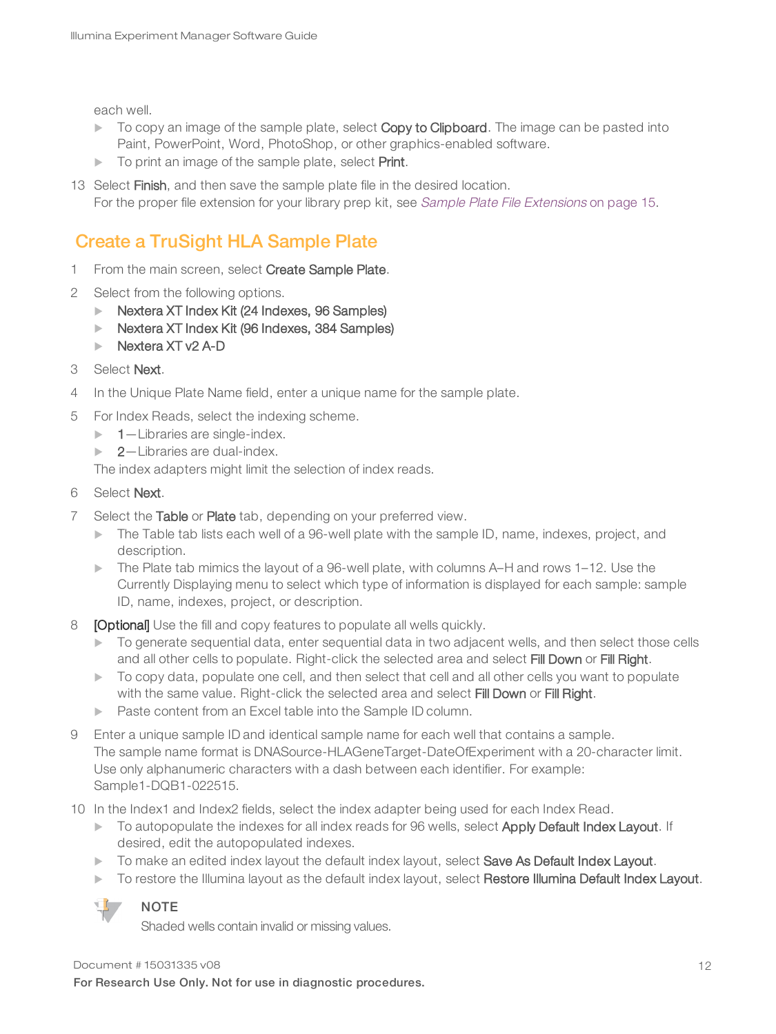each well.

- To copy an image of the sample plate, select **Copy to Clipboard**. The image can be pasted into Paint, PowerPoint, Word, PhotoShop, or other graphics-enabled software.
- To print an image of the sample plate, select **Print**.

13 Select **Finish**, and then save the sample plate file in the desired location.
For the proper file extension for your library prep kit, see *Sample Plate File Extensions* on page 15.

## Create a TruSight HLA Sample Plate

1 From the main screen, select **Create Sample Plate**.

2 Select from the following options.
- **Nextera XT Index Kit (24 Indexes, 96 Samples)**
- **Nextera XT Index Kit (96 Indexes, 384 Samples)**
- **Nextera XT v2 A-D**

3 Select **Next**.

4 In the Unique Plate Name field, enter a unique name for the sample plate.

5 For Index Reads, select the indexing scheme.
- **1**—Libraries are single-index.
- **2**—Libraries are dual-index.

The index adapters might limit the selection of index reads.

6 Select **Next**.

7 Select the **Table** or **Plate** tab, depending on your preferred view.
- The Table tab lists each well of a 96-well plate with the sample ID, name, indexes, project, and description.
- The Plate tab mimics the layout of a 96-well plate, with columns A–H and rows 1–12. Use the Currently Displaying menu to select which type of information is displayed for each sample: sample ID, name, indexes, project, or description.

8 **[Optional]** Use the fill and copy features to populate all wells quickly.
- To generate sequential data, enter sequential data in two adjacent wells, and then select those cells and all other cells to populate. Right-click the selected area and select **Fill Down** or **Fill Right**.
- To copy data, populate one cell, and then select that cell and all other cells you want to populate with the same value. Right-click the selected area and select **Fill Down** or **Fill Right**.
- Paste content from an Excel table into the Sample ID column.

9 Enter a unique sample ID and identical sample name for each well that contains a sample.
The sample name format is DNASource-HLAGeneTarget-DateOfExperiment with a 20-character limit. Use only alphanumeric characters with a dash between each identifier. For example: Sample1-DQB1-022515.

10 In the Index1 and Index2 fields, select the index adapter being used for each Index Read.
- To autopopulate the indexes for all index reads for 96 wells, select **Apply Default Index Layout**. If desired, edit the autopopulated indexes.
- To make an edited index layout the default index layout, select **Save As Default Index Layout**.
- To restore the Illumina layout as the default index layout, select **Restore Illumina Default Index Layout**.

> **NOTE**
> Shaded wells contain invalid or missing values.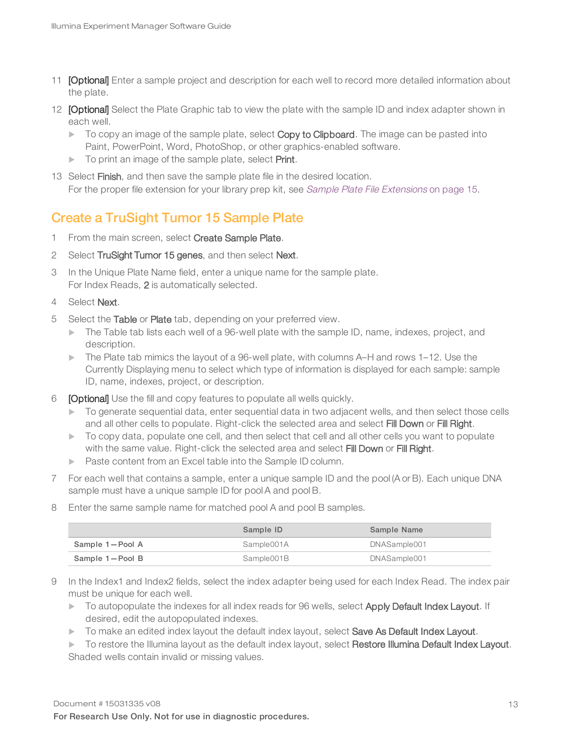11 **[Optional]** Enter a sample project and description for each well to record more detailed information about the plate.

12 **[Optional]** Select the Plate Graphic tab to view the plate with the sample ID and index adapter shown in each well.
   - To copy an image of the sample plate, select **Copy to Clipboard**. The image can be pasted into Paint, PowerPoint, Word, PhotoShop, or other graphics-enabled software.
   - To print an image of the sample plate, select **Print**.

13 Select **Finish**, and then save the sample plate file in the desired location.
   For the proper file extension for your library prep kit, see *Sample Plate File Extensions* on page 15.

## Create a TruSight Tumor 15 Sample Plate

1 From the main screen, select **Create Sample Plate**.

2 Select **TruSight Tumor 15 genes**, and then select **Next**.

3 In the Unique Plate Name field, enter a unique name for the sample plate.
   For Index Reads, **2** is automatically selected.

4 Select **Next**.

5 Select the **Table** or **Plate** tab, depending on your preferred view.
   - The Table tab lists each well of a 96-well plate with the sample ID, name, indexes, project, and description.
   - The Plate tab mimics the layout of a 96-well plate, with columns A–H and rows 1–12. Use the Currently Displaying menu to select which type of information is displayed for each sample: sample ID, name, indexes, project, or description.

6 **[Optional]** Use the fill and copy features to populate all wells quickly.
   - To generate sequential data, enter sequential data in two adjacent wells, and then select those cells and all other cells to populate. Right-click the selected area and select **Fill Down** or **Fill Right**.
   - To copy data, populate one cell, and then select that cell and all other cells you want to populate with the same value. Right-click the selected area and select **Fill Down** or **Fill Right**.
   - Paste content from an Excel table into the Sample ID column.

7 For each well that contains a sample, enter a unique sample ID and the pool (A or B). Each unique DNA sample must have a unique sample ID for pool A and pool B.

8 Enter the same sample name for matched pool A and pool B samples.

| | Sample ID | Sample Name |
|---|---|---|
| **Sample 1—Pool A** | Sample001A | DNASample001 |
| **Sample 1—Pool B** | Sample001B | DNASample001 |

9 In the Index1 and Index2 fields, select the index adapter being used for each Index Read. The index pair must be unique for each well.
   - To autopopulate the indexes for all index reads for 96 wells, select **Apply Default Index Layout**. If desired, edit the autopopulated indexes.
   - To make an edited index layout the default index layout, select **Save As Default Index Layout**.
   - To restore the Illumina layout as the default index layout, select **Restore Illumina Default Index Layout**.

   Shaded wells contain invalid or missing values.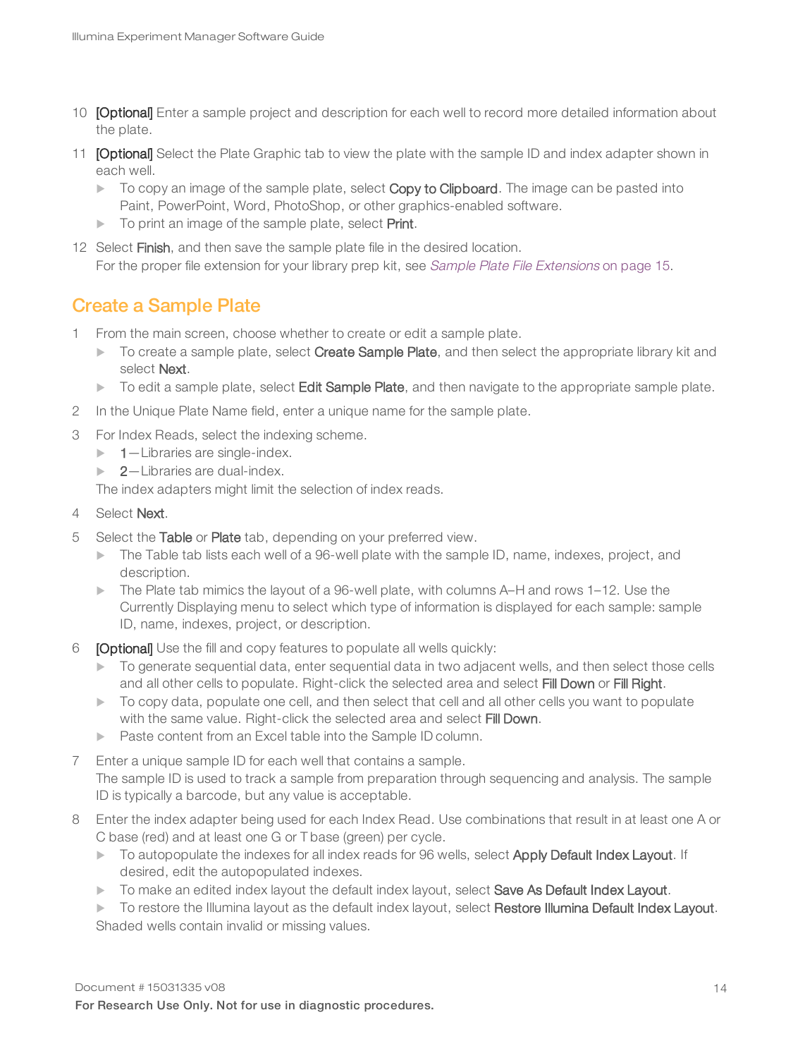10 **[Optional]** Enter a sample project and description for each well to record more detailed information about the plate.

11 **[Optional]** Select the Plate Graphic tab to view the plate with the sample ID and index adapter shown in each well.
   - To copy an image of the sample plate, select **Copy to Clipboard**. The image can be pasted into Paint, PowerPoint, Word, PhotoShop, or other graphics-enabled software.
   - To print an image of the sample plate, select **Print**.

12 Select **Finish**, and then save the sample plate file in the desired location.
   For the proper file extension for your library prep kit, see *Sample Plate File Extensions* on page 15.

## Create a Sample Plate

1. From the main screen, choose whether to create or edit a sample plate.
   - To create a sample plate, select **Create Sample Plate**, and then select the appropriate library kit and select **Next**.
   - To edit a sample plate, select **Edit Sample Plate**, and then navigate to the appropriate sample plate.
2. In the Unique Plate Name field, enter a unique name for the sample plate.
3. For Index Reads, select the indexing scheme.
   - **1**—Libraries are single-index.
   - **2**—Libraries are dual-index.

   The index adapters might limit the selection of index reads.
4. Select **Next**.
5. Select the **Table** or **Plate** tab, depending on your preferred view.
   - The Table tab lists each well of a 96-well plate with the sample ID, name, indexes, project, and description.
   - The Plate tab mimics the layout of a 96-well plate, with columns A–H and rows 1–12. Use the Currently Displaying menu to select which type of information is displayed for each sample: sample ID, name, indexes, project, or description.
6. **[Optional]** Use the fill and copy features to populate all wells quickly:
   - To generate sequential data, enter sequential data in two adjacent wells, and then select those cells and all other cells to populate. Right-click the selected area and select **Fill Down** or **Fill Right**.
   - To copy data, populate one cell, and then select that cell and all other cells you want to populate with the same value. Right-click the selected area and select **Fill Down**.
   - Paste content from an Excel table into the Sample ID column.
7. Enter a unique sample ID for each well that contains a sample.
   The sample ID is used to track a sample from preparation through sequencing and analysis. The sample ID is typically a barcode, but any value is acceptable.
8. Enter the index adapter being used for each Index Read. Use combinations that result in at least one A or C base (red) and at least one G or T base (green) per cycle.
   - To autopopulate the indexes for all index reads for 96 wells, select **Apply Default Index Layout**. If desired, edit the autopopulated indexes.
   - To make an edited index layout the default index layout, select **Save As Default Index Layout**.
   - To restore the Illumina layout as the default index layout, select **Restore Illumina Default Index Layout**.

   Shaded wells contain invalid or missing values.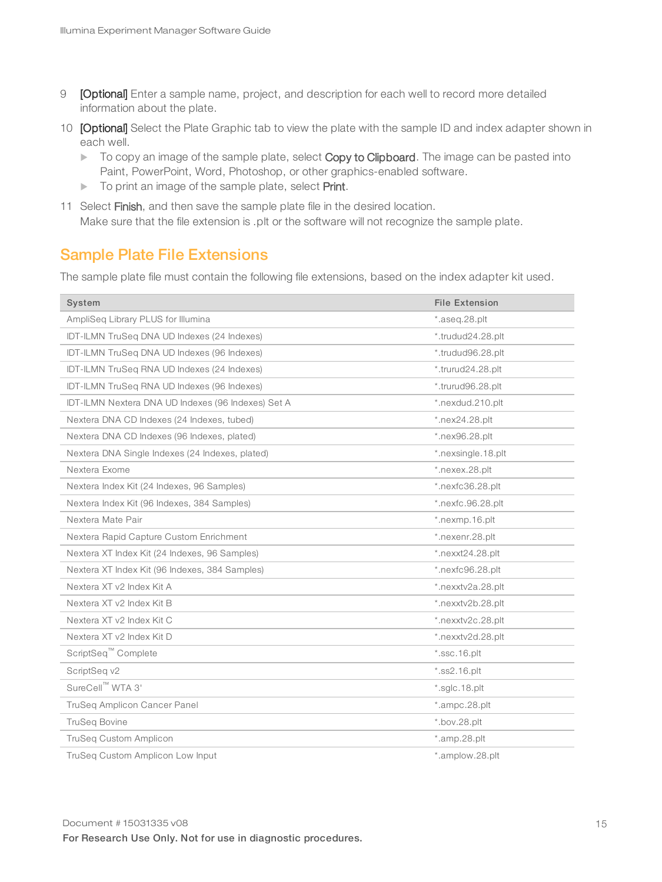9 **[Optional]** Enter a sample name, project, and description for each well to record more detailed information about the plate.

10 **[Optional]** Select the Plate Graphic tab to view the plate with the sample ID and index adapter shown in each well.

- To copy an image of the sample plate, select **Copy to Clipboard**. The image can be pasted into Paint, PowerPoint, Word, Photoshop, or other graphics-enabled software.
- To print an image of the sample plate, select **Print**.

11 Select **Finish**, and then save the sample plate file in the desired location.
Make sure that the file extension is .plt or the software will not recognize the sample plate.

## Sample Plate File Extensions

The sample plate file must contain the following file extensions, based on the index adapter kit used.

| System | File Extension |
|---|---|
| AmpliSeq Library PLUS for Illumina | *.aseq.28.plt |
| IDT-ILMN TruSeq DNA UD Indexes (24 Indexes) | *.trudud24.28.plt |
| IDT-ILMN TruSeq DNA UD Indexes (96 Indexes) | *.trudud96.28.plt |
| IDT-ILMN TruSeq RNA UD Indexes (24 Indexes) | *.trurud24.28.plt |
| IDT-ILMN TruSeq RNA UD Indexes (96 Indexes) | *.trurud96.28.plt |
| IDT-ILMN Nextera DNA UD Indexes (96 Indexes) Set A | *.nexdud.210.plt |
| Nextera DNA CD Indexes (24 Indexes, tubed) | *.nex24.28.plt |
| Nextera DNA CD Indexes (96 Indexes, plated) | *.nex96.28.plt |
| Nextera DNA Single Indexes (24 Indexes, plated) | *.nexsingle.18.plt |
| Nextera Exome | *.nexex.28.plt |
| Nextera Index Kit (24 Indexes, 96 Samples) | *.nexfc36.28.plt |
| Nextera Index Kit (96 Indexes, 384 Samples) | *.nexfc.96.28.plt |
| Nextera Mate Pair | *.nexmp.16.plt |
| Nextera Rapid Capture Custom Enrichment | *.nexenr.28.plt |
| Nextera XT Index Kit (24 Indexes, 96 Samples) | *.nexxt24.28.plt |
| Nextera XT Index Kit (96 Indexes, 384 Samples) | *.nexfc96.28.plt |
| Nextera XT v2 Index Kit A | *.nexxtv2a.28.plt |
| Nextera XT v2 Index Kit B | *.nexxtv2b.28.plt |
| Nextera XT v2 Index Kit C | *.nexxtv2c.28.plt |
| Nextera XT v2 Index Kit D | *.nexxtv2d.28.plt |
| ScriptSeq™ Complete | *.ssc.16.plt |
| ScriptSeq v2 | *.ss2.16.plt |
| SureCell™ WTA 3' | *.sglc.18.plt |
| TruSeq Amplicon Cancer Panel | *.ampc.28.plt |
| TruSeq Bovine | *.bov.28.plt |
| TruSeq Custom Amplicon | *.amp.28.plt |
| TruSeq Custom Amplicon Low Input | *.amplow.28.plt |

Document # 15031335 v08

**For Research Use Only. Not for use in diagnostic procedures.**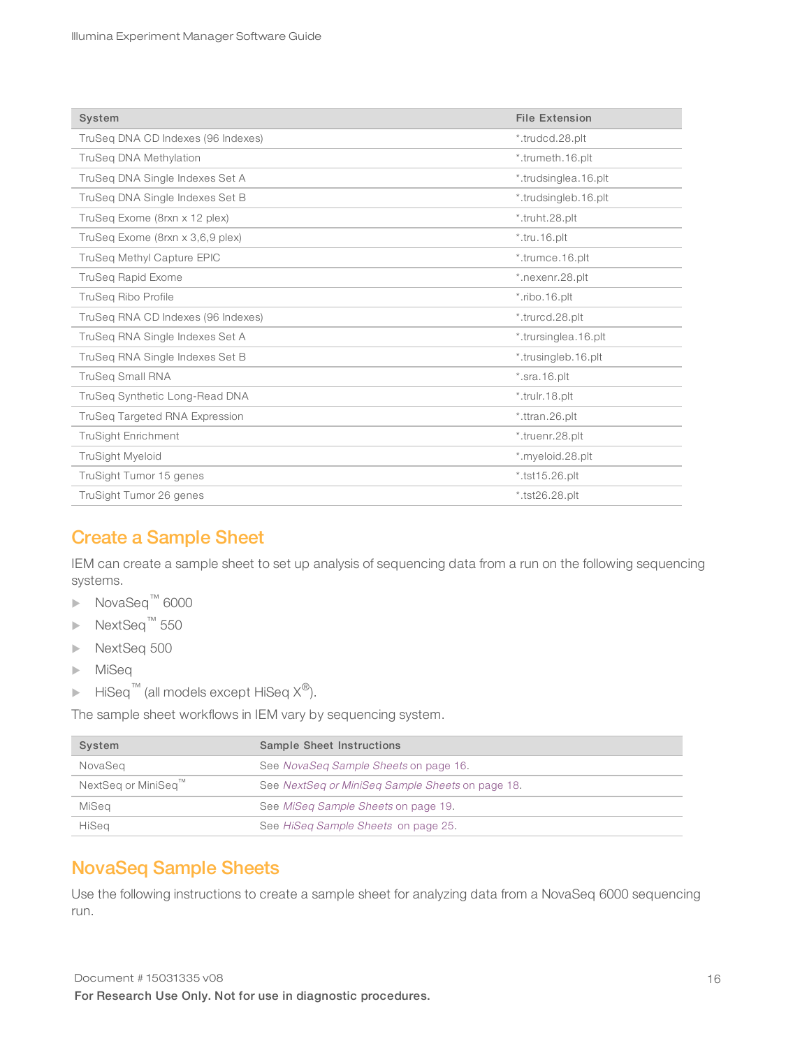| System | File Extension |
|---|---|
| TruSeq DNA CD Indexes (96 Indexes) | *.trudcd.28.plt |
| TruSeq DNA Methylation | *.trumeth.16.plt |
| TruSeq DNA Single Indexes Set A | *.trudsinglea.16.plt |
| TruSeq DNA Single Indexes Set B | *.trudsingleb.16.plt |
| TruSeq Exome (8rxn x 12 plex) | *.truht.28.plt |
| TruSeq Exome (8rxn x 3,6,9 plex) | *.tru.16.plt |
| TruSeq Methyl Capture EPIC | *.trumce.16.plt |
| TruSeq Rapid Exome | *.nexenr.28.plt |
| TruSeq Ribo Profile | *.ribo.16.plt |
| TruSeq RNA CD Indexes (96 Indexes) | *.trurcd.28.plt |
| TruSeq RNA Single Indexes Set A | *.trursinglea.16.plt |
| TruSeq RNA Single Indexes Set B | *.trusingleb.16.plt |
| TruSeq Small RNA | *.sra.16.plt |
| TruSeq Synthetic Long-Read DNA | *.trulr.18.plt |
| TruSeq Targeted RNA Expression | *.ttran.26.plt |
| TruSight Enrichment | *.truenr.28.plt |
| TruSight Myeloid | *.myeloid.28.plt |
| TruSight Tumor 15 genes | *.tst15.26.plt |
| TruSight Tumor 26 genes | *.tst26.28.plt |

## Create a Sample Sheet

IEM can create a sample sheet to set up analysis of sequencing data from a run on the following sequencing systems.

- NovaSeq™ 6000
- NextSeq™ 550
- NextSeq 500
- MiSeq
- HiSeq™ (all models except HiSeq X®).

The sample sheet workflows in IEM vary by sequencing system.

| System | Sample Sheet Instructions |
|---|---|
| NovaSeq | See *NovaSeq Sample Sheets* on page 16. |
| NextSeq or MiniSeq™ | See *NextSeq or MiniSeq Sample Sheets* on page 18. |
| MiSeq | See *MiSeq Sample Sheets* on page 19. |
| HiSeq | See *HiSeq Sample Sheets* on page 25. |

## NovaSeq Sample Sheets

Use the following instructions to create a sample sheet for analyzing data from a NovaSeq 6000 sequencing run.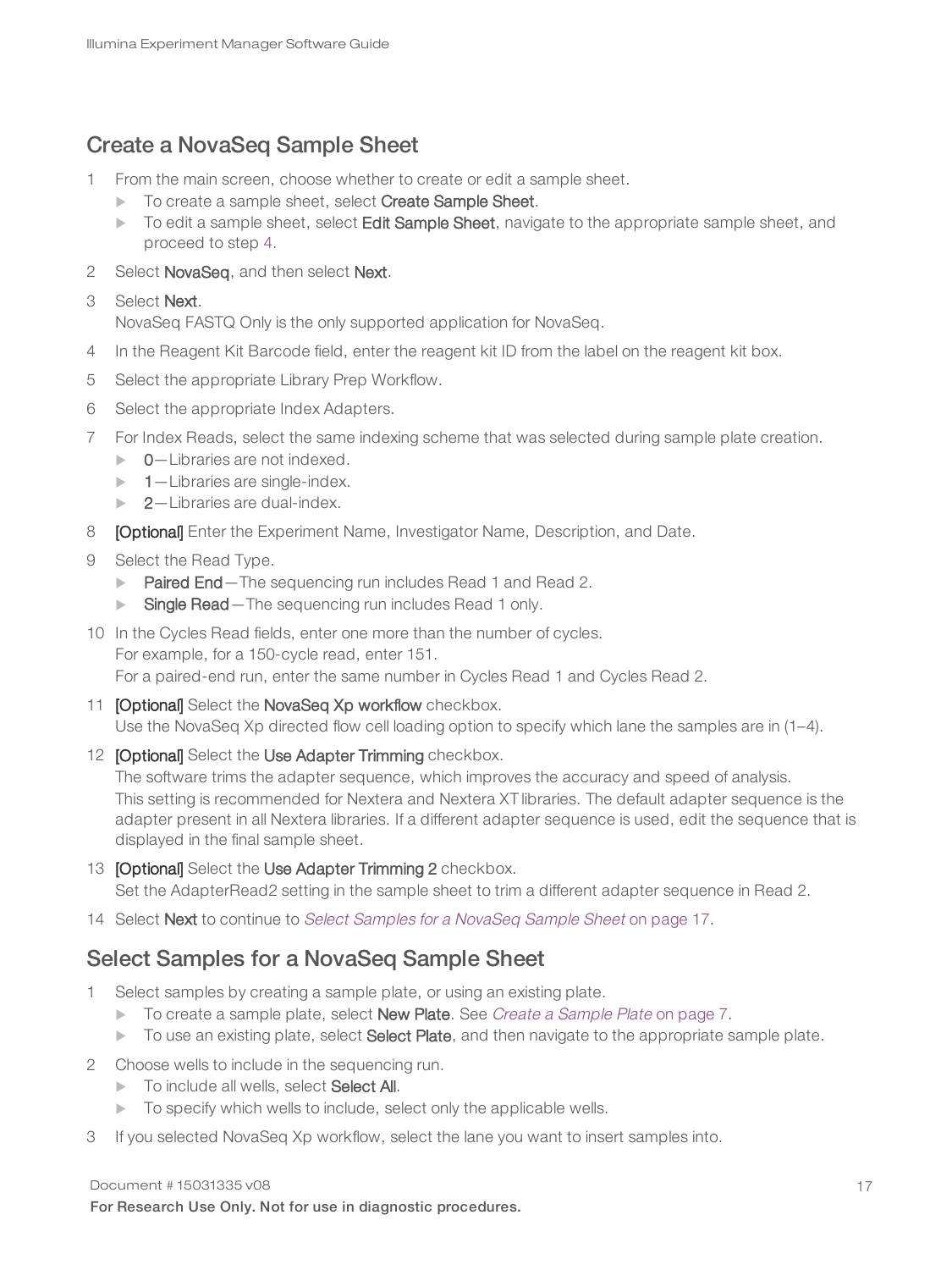## Create a NovaSeq Sample Sheet

1. From the main screen, choose whether to create or edit a sample sheet.
   - To create a sample sheet, select **Create Sample Sheet**.
   - To edit a sample sheet, select **Edit Sample Sheet**, navigate to the appropriate sample sheet, and proceed to step 4.
2. Select **NovaSeq**, and then select **Next**.
3. Select **Next**.
   NovaSeq FASTQ Only is the only supported application for NovaSeq.
4. In the Reagent Kit Barcode field, enter the reagent kit ID from the label on the reagent kit box.
5. Select the appropriate Library Prep Workflow.
6. Select the appropriate Index Adapters.
7. For Index Reads, select the same indexing scheme that was selected during sample plate creation.
   - **0**—Libraries are not indexed.
   - **1**—Libraries are single-index.
   - **2**—Libraries are dual-index.
8. **[Optional]** Enter the Experiment Name, Investigator Name, Description, and Date.
9. Select the Read Type.
   - **Paired End**—The sequencing run includes Read 1 and Read 2.
   - **Single Read**—The sequencing run includes Read 1 only.
10. In the Cycles Read fields, enter one more than the number of cycles.
    For example, for a 150-cycle read, enter 151.
    For a paired-end run, enter the same number in Cycles Read 1 and Cycles Read 2.
11. **[Optional]** Select the **NovaSeq Xp workflow** checkbox.
    Use the NovaSeq Xp directed flow cell loading option to specify which lane the samples are in (1–4).
12. **[Optional]** Select the **Use Adapter Trimming** checkbox.
    The software trims the adapter sequence, which improves the accuracy and speed of analysis.
    This setting is recommended for Nextera and Nextera XT libraries. The default adapter sequence is the adapter present in all Nextera libraries. If a different adapter sequence is used, edit the sequence that is displayed in the final sample sheet.
13. **[Optional]** Select the **Use Adapter Trimming 2** checkbox.
    Set the AdapterRead2 setting in the sample sheet to trim a different adapter sequence in Read 2.
14. Select **Next** to continue to *Select Samples for a NovaSeq Sample Sheet* on page 17.

## Select Samples for a NovaSeq Sample Sheet

1. Select samples by creating a sample plate, or using an existing plate.
   - To create a sample plate, select **New Plate**. See *Create a Sample Plate* on page 7.
   - To use an existing plate, select **Select Plate**, and then navigate to the appropriate sample plate.
2. Choose wells to include in the sequencing run.
   - To include all wells, select **Select All**.
   - To specify which wells to include, select only the applicable wells.
3. If you selected NovaSeq Xp workflow, select the lane you want to insert samples into.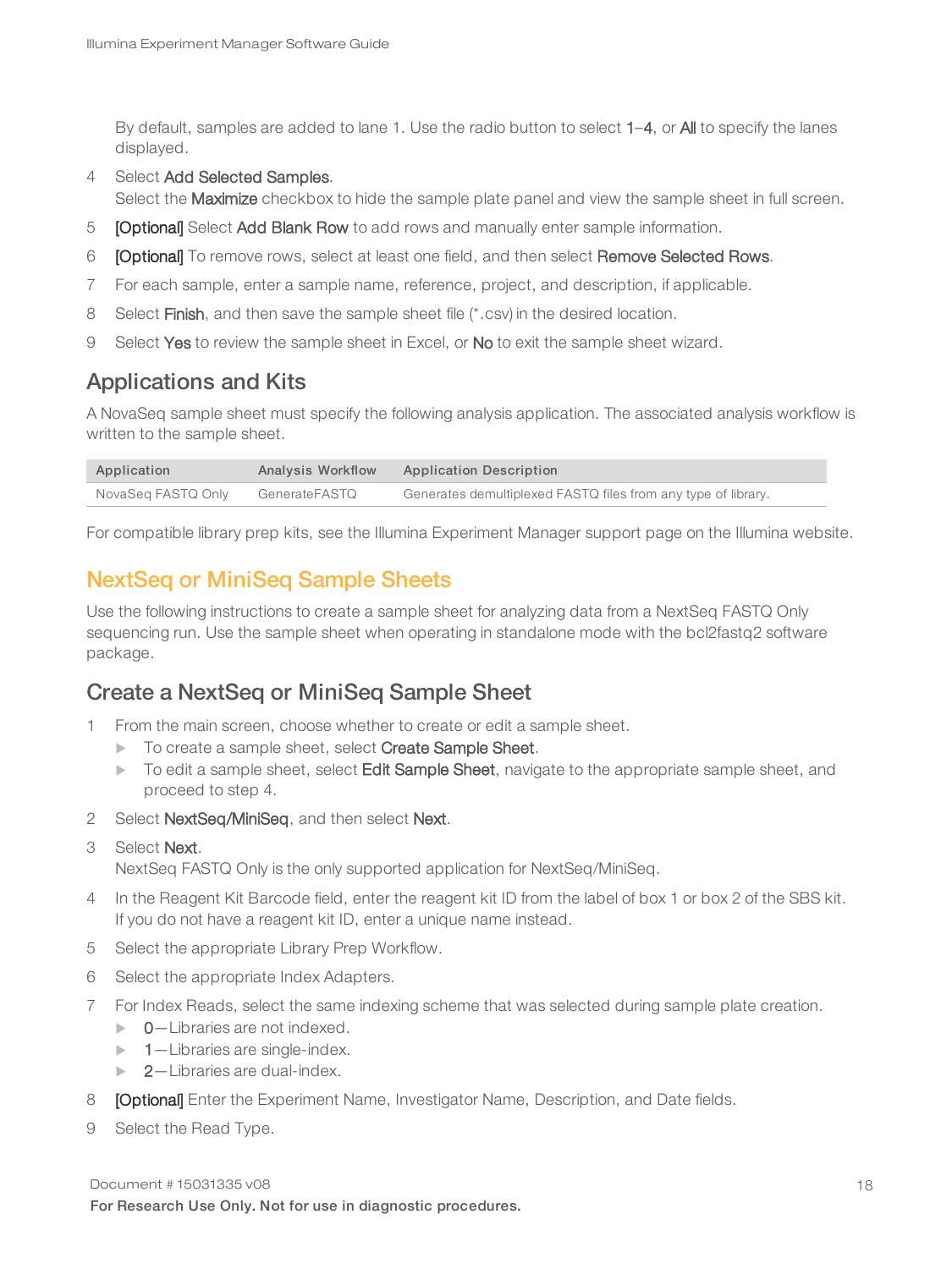By default, samples are added to lane 1. Use the radio button to select 1–4, or All to specify the lanes displayed.

4 Select Add Selected Samples.
 Select the Maximize checkbox to hide the sample plate panel and view the sample sheet in full screen.
5 [Optional] Select Add Blank Row to add rows and manually enter sample information.
6 [Optional] To remove rows, select at least one field, and then select Remove Selected Rows.
7 For each sample, enter a sample name, reference, project, and description, if applicable.
8 Select Finish, and then save the sample sheet file (*.csv) in the desired location.
9 Select Yes to review the sample sheet in Excel, or No to exit the sample sheet wizard.

## Applications and Kits

A NovaSeq sample sheet must specify the following analysis application. The associated analysis workflow is written to the sample sheet.

| Application | Analysis Workflow | Application Description |
|---|---|---|
| NovaSeq FASTQ Only | GenerateFASTQ | Generates demultiplexed FASTQ files from any type of library. |

For compatible library prep kits, see the Illumina Experiment Manager support page on the Illumina website.

# NextSeq or MiniSeq Sample Sheets

Use the following instructions to create a sample sheet for analyzing data from a NextSeq FASTQ Only sequencing run. Use the sample sheet when operating in standalone mode with the bcl2fastq2 software package.

## Create a NextSeq or MiniSeq Sample Sheet

1 From the main screen, choose whether to create or edit a sample sheet.
 - To create a sample sheet, select Create Sample Sheet.
 - To edit a sample sheet, select Edit Sample Sheet, navigate to the appropriate sample sheet, and proceed to step 4.
2 Select NextSeq/MiniSeq, and then select Next.
3 Select Next.
 NextSeq FASTQ Only is the only supported application for NextSeq/MiniSeq.
4 In the Reagent Kit Barcode field, enter the reagent kit ID from the label of box 1 or box 2 of the SBS kit. If you do not have a reagent kit ID, enter a unique name instead.
5 Select the appropriate Library Prep Workflow.
6 Select the appropriate Index Adapters.
7 For Index Reads, select the same indexing scheme that was selected during sample plate creation.
 - 0—Libraries are not indexed.
 - 1—Libraries are single-index.
 - 2—Libraries are dual-index.
8 [Optional] Enter the Experiment Name, Investigator Name, Description, and Date fields.
9 Select the Read Type.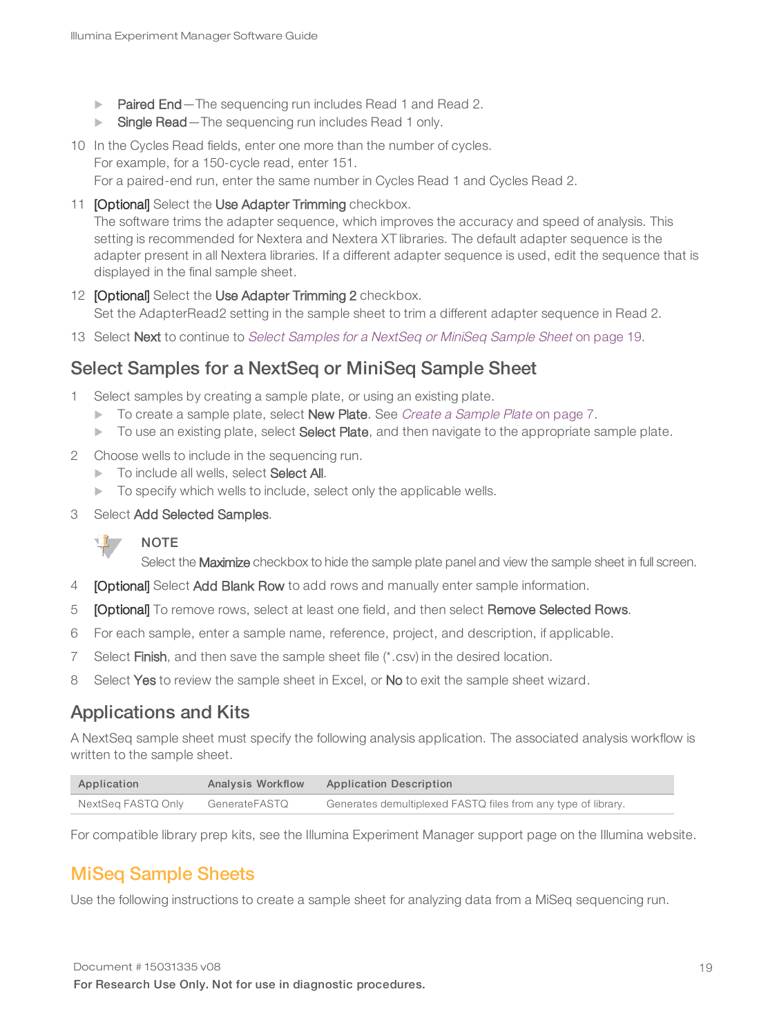- **Paired End**—The sequencing run includes Read 1 and Read 2.
- **Single Read**—The sequencing run includes Read 1 only.

10 In the Cycles Read fields, enter one more than the number of cycles.
For example, for a 150-cycle read, enter 151.
For a paired-end run, enter the same number in Cycles Read 1 and Cycles Read 2.

11 **[Optional]** Select the **Use Adapter Trimming** checkbox.
The software trims the adapter sequence, which improves the accuracy and speed of analysis. This setting is recommended for Nextera and Nextera XT libraries. The default adapter sequence is the adapter present in all Nextera libraries. If a different adapter sequence is used, edit the sequence that is displayed in the final sample sheet.

12 **[Optional]** Select the **Use Adapter Trimming 2** checkbox.
Set the AdapterRead2 setting in the sample sheet to trim a different adapter sequence in Read 2.

13 Select **Next** to continue to *Select Samples for a NextSeq or MiniSeq Sample Sheet* on page 19.

## Select Samples for a NextSeq or MiniSeq Sample Sheet

1 Select samples by creating a sample plate, or using an existing plate.
   - To create a sample plate, select **New Plate**. See *Create a Sample Plate* on page 7.
   - To use an existing plate, select **Select Plate**, and then navigate to the appropriate sample plate.

2 Choose wells to include in the sequencing run.
   - To include all wells, select **Select All**.
   - To specify which wells to include, select only the applicable wells.

3 Select **Add Selected Samples**.

**NOTE**
Select the **Maximize** checkbox to hide the sample plate panel and view the sample sheet in full screen.

4 **[Optional]** Select **Add Blank Row** to add rows and manually enter sample information.

5 **[Optional]** To remove rows, select at least one field, and then select **Remove Selected Rows**.

6 For each sample, enter a sample name, reference, project, and description, if applicable.

7 Select **Finish**, and then save the sample sheet file (*.csv) in the desired location.

8 Select **Yes** to review the sample sheet in Excel, or **No** to exit the sample sheet wizard.

## Applications and Kits

A NextSeq sample sheet must specify the following analysis application. The associated analysis workflow is written to the sample sheet.

| Application | Analysis Workflow | Application Description |
|---|---|---|
| NextSeq FASTQ Only | GenerateFASTQ | Generates demultiplexed FASTQ files from any type of library. |

For compatible library prep kits, see the Illumina Experiment Manager support page on the Illumina website.

# MiSeq Sample Sheets

Use the following instructions to create a sample sheet for analyzing data from a MiSeq sequencing run.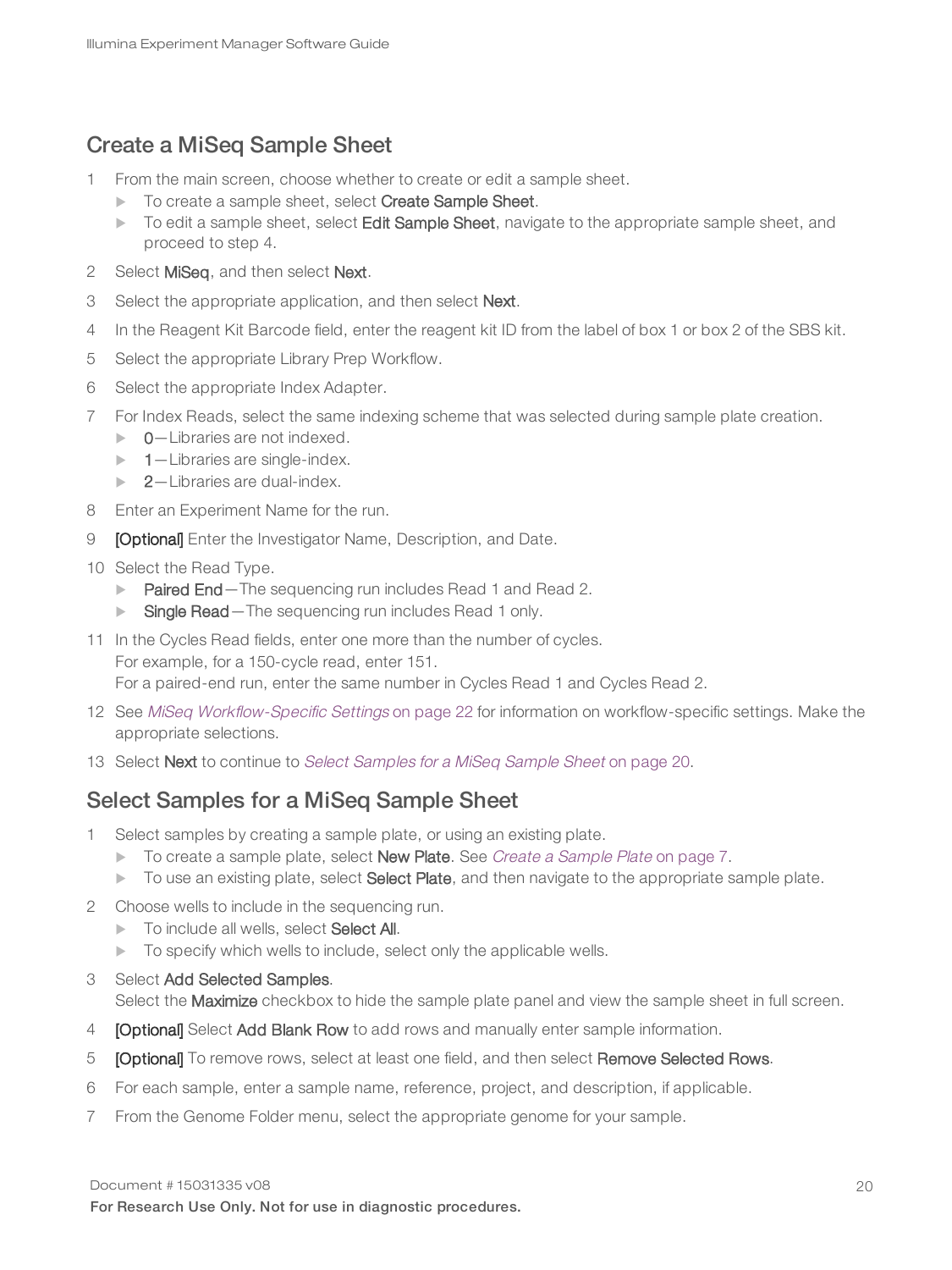## Create a MiSeq Sample Sheet

1. From the main screen, choose whether to create or edit a sample sheet.
   - To create a sample sheet, select **Create Sample Sheet**.
   - To edit a sample sheet, select **Edit Sample Sheet**, navigate to the appropriate sample sheet, and proceed to step 4.
2. Select **MiSeq**, and then select **Next**.
3. Select the appropriate application, and then select **Next**.
4. In the Reagent Kit Barcode field, enter the reagent kit ID from the label of box 1 or box 2 of the SBS kit.
5. Select the appropriate Library Prep Workflow.
6. Select the appropriate Index Adapter.
7. For Index Reads, select the same indexing scheme that was selected during sample plate creation.
   - **0**—Libraries are not indexed.
   - **1**—Libraries are single-index.
   - **2**—Libraries are dual-index.
8. Enter an Experiment Name for the run.
9. **[Optional]** Enter the Investigator Name, Description, and Date.
10. Select the Read Type.
    - **Paired End**—The sequencing run includes Read 1 and Read 2.
    - **Single Read**—The sequencing run includes Read 1 only.
11. In the Cycles Read fields, enter one more than the number of cycles.
    For example, for a 150-cycle read, enter 151.
    For a paired-end run, enter the same number in Cycles Read 1 and Cycles Read 2.
12. See *MiSeq Workflow-Specific Settings* on page 22 for information on workflow-specific settings. Make the appropriate selections.
13. Select **Next** to continue to *Select Samples for a MiSeq Sample Sheet* on page 20.

## Select Samples for a MiSeq Sample Sheet

1. Select samples by creating a sample plate, or using an existing plate.
   - To create a sample plate, select **New Plate**. See *Create a Sample Plate* on page 7.
   - To use an existing plate, select **Select Plate**, and then navigate to the appropriate sample plate.
2. Choose wells to include in the sequencing run.
   - To include all wells, select **Select All**.
   - To specify which wells to include, select only the applicable wells.
3. Select **Add Selected Samples**.
   Select the **Maximize** checkbox to hide the sample plate panel and view the sample sheet in full screen.
4. **[Optional]** Select **Add Blank Row** to add rows and manually enter sample information.
5. **[Optional]** To remove rows, select at least one field, and then select **Remove Selected Rows**.
6. For each sample, enter a sample name, reference, project, and description, if applicable.
7. From the Genome Folder menu, select the appropriate genome for your sample.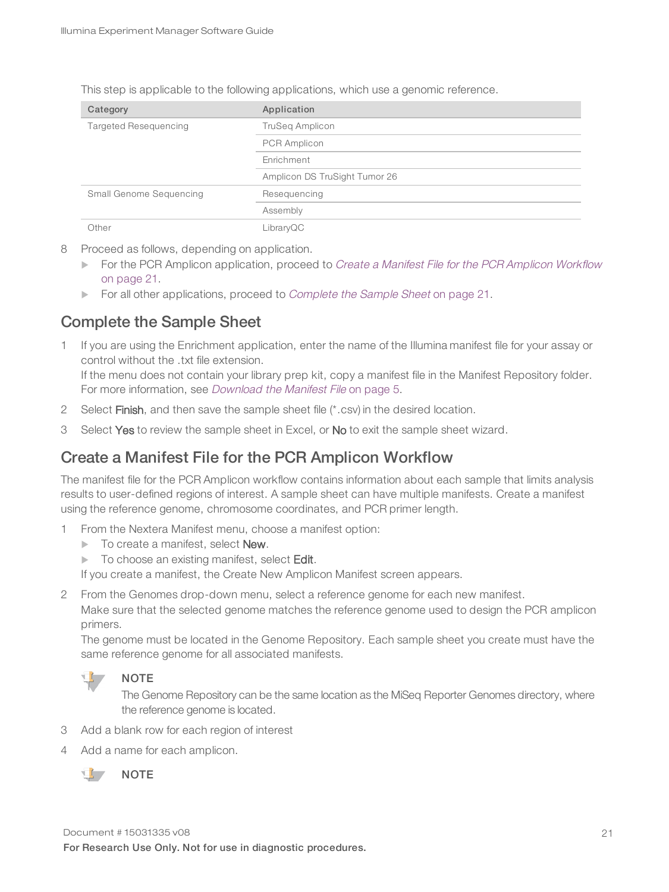This step is applicable to the following applications, which use a genomic reference.

| Category | Application |
|---|---|
| Targeted Resequencing | TruSeq Amplicon |
| | PCR Amplicon |
| | Enrichment |
| | Amplicon DS TruSight Tumor 26 |
| Small Genome Sequencing | Resequencing |
| | Assembly |
| Other | LibraryQC |

8 Proceed as follows, depending on application.
   - For the PCR Amplicon application, proceed to *Create a Manifest File for the PCR Amplicon Workflow* on page 21.
   - For all other applications, proceed to *Complete the Sample Sheet* on page 21.

## Complete the Sample Sheet

1 If you are using the Enrichment application, enter the name of the Illumina manifest file for your assay or control without the .txt file extension.
   If the menu does not contain your library prep kit, copy a manifest file in the Manifest Repository folder. For more information, see *Download the Manifest File* on page 5.
2 Select **Finish**, and then save the sample sheet file (*.csv) in the desired location.
3 Select **Yes** to review the sample sheet in Excel, or **No** to exit the sample sheet wizard.

## Create a Manifest File for the PCR Amplicon Workflow

The manifest file for the PCR Amplicon workflow contains information about each sample that limits analysis results to user-defined regions of interest. A sample sheet can have multiple manifests. Create a manifest using the reference genome, chromosome coordinates, and PCR primer length.

1 From the Nextera Manifest menu, choose a manifest option:
   - To create a manifest, select **New**.
   - To choose an existing manifest, select **Edit**.

   If you create a manifest, the Create New Amplicon Manifest screen appears.
2 From the Genomes drop-down menu, select a reference genome for each new manifest.
   Make sure that the selected genome matches the reference genome used to design the PCR amplicon primers.
   The genome must be located in the Genome Repository. Each sample sheet you create must have the same reference genome for all associated manifests.

   **NOTE**
   The Genome Repository can be the same location as the MiSeq Reporter Genomes directory, where the reference genome is located.

3 Add a blank row for each region of interest
4 Add a name for each amplicon.

   **NOTE**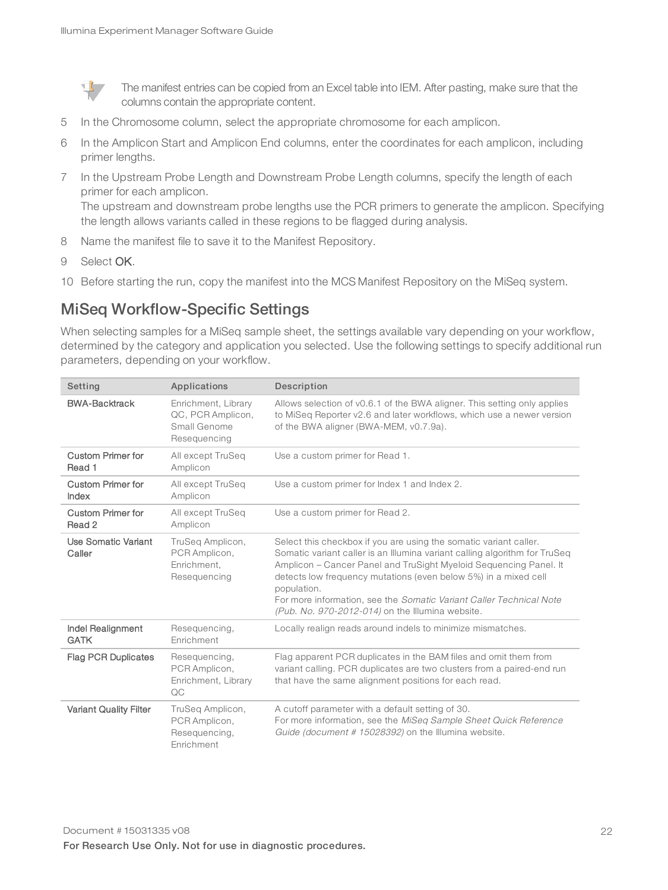The manifest entries can be copied from an Excel table into IEM. After pasting, make sure that the columns contain the appropriate content.

5 In the Chromosome column, select the appropriate chromosome for each amplicon.
6 In the Amplicon Start and Amplicon End columns, enter the coordinates for each amplicon, including primer lengths.
7 In the Upstream Probe Length and Downstream Probe Length columns, specify the length of each primer for each amplicon.
   The upstream and downstream probe lengths use the PCR primers to generate the amplicon. Specifying the length allows variants called in these regions to be flagged during analysis.
8 Name the manifest file to save it to the Manifest Repository.
9 Select **OK**.
10 Before starting the run, copy the manifest into the MCS Manifest Repository on the MiSeq system.

## MiSeq Workflow-Specific Settings

When selecting samples for a MiSeq sample sheet, the settings available vary depending on your workflow, determined by the category and application you selected. Use the following settings to specify additional run parameters, depending on your workflow.

| Setting | Applications | Description |
|---|---|---|
| BWA-Backtrack | Enrichment, Library QC, PCR Amplicon, Small Genome Resequencing | Allows selection of v0.6.1 of the BWA aligner. This setting only applies to MiSeq Reporter v2.6 and later workflows, which use a newer version of the BWA aligner (BWA-MEM, v0.7.9a). |
| Custom Primer for Read 1 | All except TruSeq Amplicon | Use a custom primer for Read 1. |
| Custom Primer for Index | All except TruSeq Amplicon | Use a custom primer for Index 1 and Index 2. |
| Custom Primer for Read 2 | All except TruSeq Amplicon | Use a custom primer for Read 2. |
| Use Somatic Variant Caller | TruSeq Amplicon, PCR Amplicon, Enrichment, Resequencing | Select this checkbox if you are using the somatic variant caller. Somatic variant caller is an Illumina variant calling algorithm for TruSeq Amplicon – Cancer Panel and TruSight Myeloid Sequencing Panel. It detects low frequency mutations (even below 5%) in a mixed cell population. For more information, see the *Somatic Variant Caller Technical Note (Pub. No. 970-2012-014)* on the Illumina website. |
| Indel Realignment GATK | Resequencing, Enrichment | Locally realign reads around indels to minimize mismatches. |
| Flag PCR Duplicates | Resequencing, PCR Amplicon, Enrichment, Library QC | Flag apparent PCR duplicates in the BAM files and omit them from variant calling. PCR duplicates are two clusters from a paired-end run that have the same alignment positions for each read. |
| Variant Quality Filter | TruSeq Amplicon, PCR Amplicon, Resequencing, Enrichment | A cutoff parameter with a default setting of 30. For more information, see the *MiSeq Sample Sheet Quick Reference Guide (document # 15028392)* on the Illumina website. |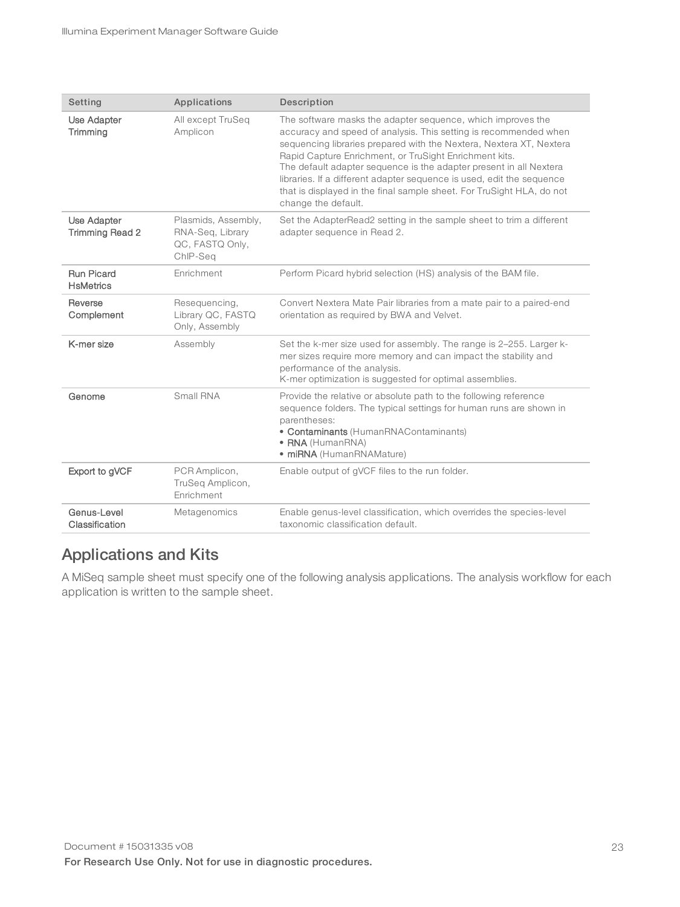| Setting | Applications | Description |
|---|---|---|
| Use Adapter Trimming | All except TruSeq Amplicon | The software masks the adapter sequence, which improves the accuracy and speed of analysis. This setting is recommended when sequencing libraries prepared with the Nextera, Nextera XT, Nextera Rapid Capture Enrichment, or TruSight Enrichment kits.<br>The default adapter sequence is the adapter present in all Nextera libraries. If a different adapter sequence is used, edit the sequence that is displayed in the final sample sheet. For TruSight HLA, do not change the default. |
| Use Adapter Trimming Read 2 | Plasmids, Assembly, RNA-Seq, Library QC, FASTQ Only, ChIP-Seq | Set the AdapterRead2 setting in the sample sheet to trim a different adapter sequence in Read 2. |
| Run Picard HsMetrics | Enrichment | Perform Picard hybrid selection (HS) analysis of the BAM file. |
| Reverse Complement | Resequencing, Library QC, FASTQ Only, Assembly | Convert Nextera Mate Pair libraries from a mate pair to a paired-end orientation as required by BWA and Velvet. |
| K-mer size | Assembly | Set the k-mer size used for assembly. The range is 2–255. Larger k-mer sizes require more memory and can impact the stability and performance of the analysis.<br>K-mer optimization is suggested for optimal assemblies. |
| Genome | Small RNA | Provide the relative or absolute path to the following reference sequence folders. The typical settings for human runs are shown in parentheses:<br>• **Contaminants** (HumanRNAContaminants)<br>• **RNA** (HumanRNA)<br>• **miRNA** (HumanRNAMature) |
| Export to gVCF | PCR Amplicon, TruSeq Amplicon, Enrichment | Enable output of gVCF files to the run folder. |
| Genus-Level Classification | Metagenomics | Enable genus-level classification, which overrides the species-level taxonomic classification default. |

## Applications and Kits

A MiSeq sample sheet must specify one of the following analysis applications. The analysis workflow for each application is written to the sample sheet.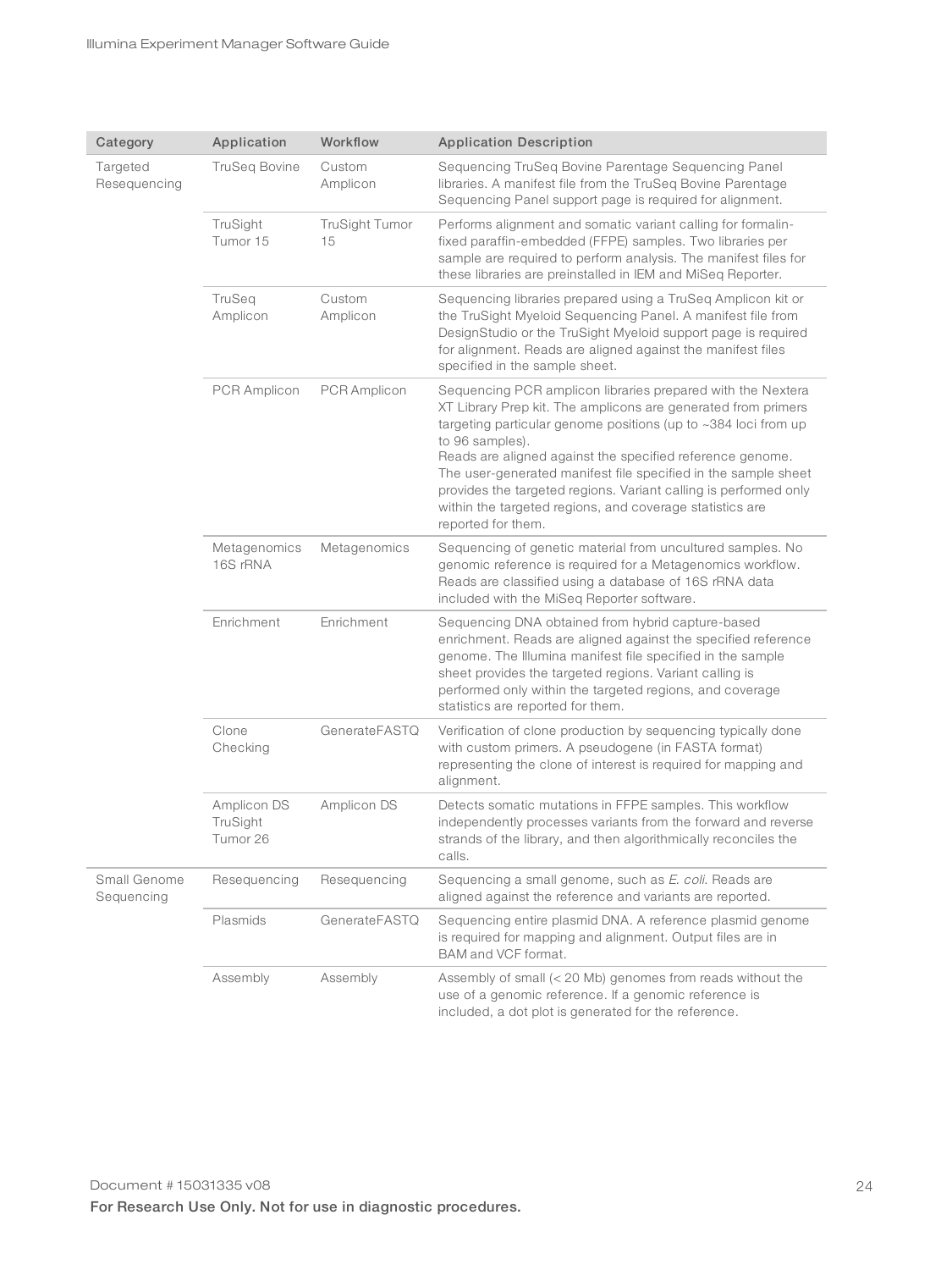| Category | Application | Workflow | Application Description |
|---|---|---|---|
| Targeted Resequencing | TruSeq Bovine | Custom Amplicon | Sequencing TruSeq Bovine Parentage Sequencing Panel libraries. A manifest file from the TruSeq Bovine Parentage Sequencing Panel support page is required for alignment. |
| | TruSight Tumor 15 | TruSight Tumor 15 | Performs alignment and somatic variant calling for formalin-fixed paraffin-embedded (FFPE) samples. Two libraries per sample are required to perform analysis. The manifest files for these libraries are preinstalled in IEM and MiSeq Reporter. |
| | TruSeq Amplicon | Custom Amplicon | Sequencing libraries prepared using a TruSeq Amplicon kit or the TruSight Myeloid Sequencing Panel. A manifest file from DesignStudio or the TruSight Myeloid support page is required for alignment. Reads are aligned against the manifest files specified in the sample sheet. |
| | PCR Amplicon | PCR Amplicon | Sequencing PCR amplicon libraries prepared with the Nextera XT Library Prep kit. The amplicons are generated from primers targeting particular genome positions (up to ~384 loci from up to 96 samples).<br>Reads are aligned against the specified reference genome. The user-generated manifest file specified in the sample sheet provides the targeted regions. Variant calling is performed only within the targeted regions, and coverage statistics are reported for them. |
| | Metagenomics 16S rRNA | Metagenomics | Sequencing of genetic material from uncultured samples. No genomic reference is required for a Metagenomics workflow. Reads are classified using a database of 16S rRNA data included with the MiSeq Reporter software. |
| | Enrichment | Enrichment | Sequencing DNA obtained from hybrid capture-based enrichment. Reads are aligned against the specified reference genome. The Illumina manifest file specified in the sample sheet provides the targeted regions. Variant calling is performed only within the targeted regions, and coverage statistics are reported for them. |
| | Clone Checking | GenerateFASTQ | Verification of clone production by sequencing typically done with custom primers. A pseudogene (in FASTA format) representing the clone of interest is required for mapping and alignment. |
| | Amplicon DS TruSight Tumor 26 | Amplicon DS | Detects somatic mutations in FFPE samples. This workflow independently processes variants from the forward and reverse strands of the library, and then algorithmically reconciles the calls. |
| Small Genome Sequencing | Resequencing | Resequencing | Sequencing a small genome, such as *E. coli*. Reads are aligned against the reference and variants are reported. |
| | Plasmids | GenerateFASTQ | Sequencing entire plasmid DNA. A reference plasmid genome is required for mapping and alignment. Output files are in BAM and VCF format. |
| | Assembly | Assembly | Assembly of small (< 20 Mb) genomes from reads without the use of a genomic reference. If a genomic reference is included, a dot plot is generated for the reference. |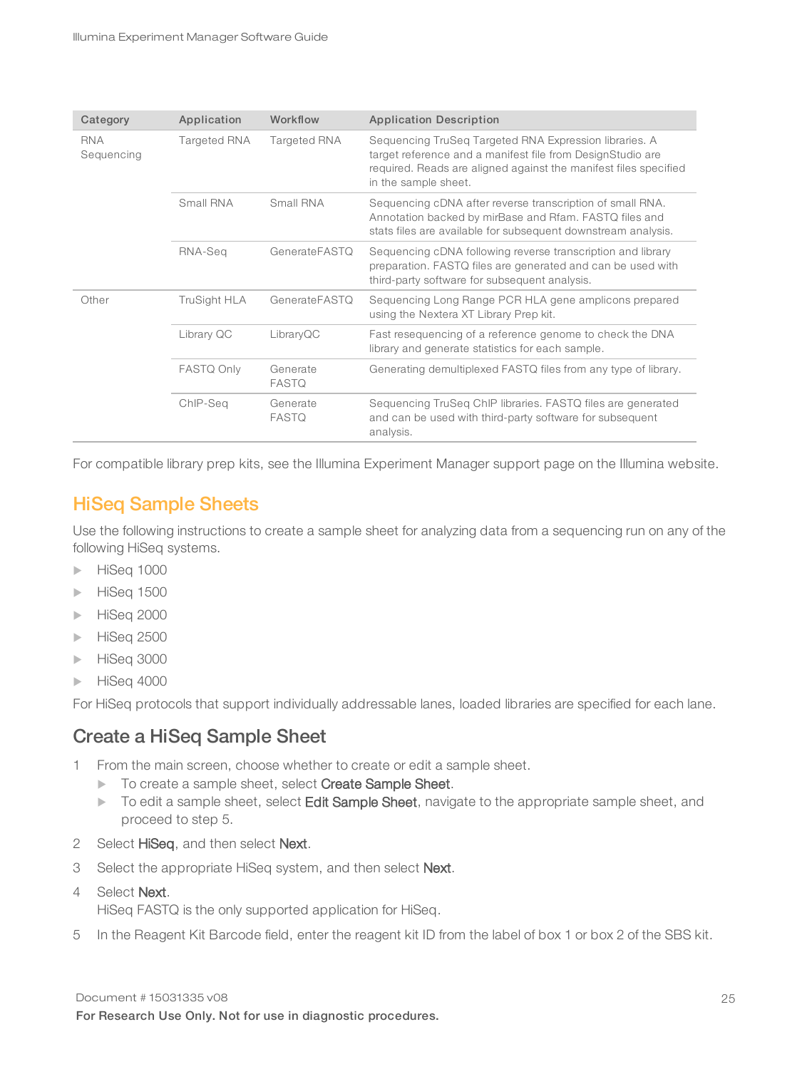| Category | Application | Workflow | Application Description |
|---|---|---|---|
| RNA Sequencing | Targeted RNA | Targeted RNA | Sequencing TruSeq Targeted RNA Expression libraries. A target reference and a manifest file from DesignStudio are required. Reads are aligned against the manifest files specified in the sample sheet. |
| | Small RNA | Small RNA | Sequencing cDNA after reverse transcription of small RNA. Annotation backed by mirBase and Rfam. FASTQ files and stats files are available for subsequent downstream analysis. |
| | RNA-Seq | GenerateFASTQ | Sequencing cDNA following reverse transcription and library preparation. FASTQ files are generated and can be used with third-party software for subsequent analysis. |
| Other | TruSight HLA | GenerateFASTQ | Sequencing Long Range PCR HLA gene amplicons prepared using the Nextera XT Library Prep kit. |
| | Library QC | LibraryQC | Fast resequencing of a reference genome to check the DNA library and generate statistics for each sample. |
| | FASTQ Only | Generate FASTQ | Generating demultiplexed FASTQ files from any type of library. |
| | ChIP-Seq | Generate FASTQ | Sequencing TruSeq ChIP libraries. FASTQ files are generated and can be used with third-party software for subsequent analysis. |

For compatible library prep kits, see the Illumina Experiment Manager support page on the Illumina website.

## HiSeq Sample Sheets

Use the following instructions to create a sample sheet for analyzing data from a sequencing run on any of the following HiSeq systems.

- HiSeq 1000
- HiSeq 1500
- HiSeq 2000
- HiSeq 2500
- HiSeq 3000
- HiSeq 4000

For HiSeq protocols that support individually addressable lanes, loaded libraries are specified for each lane.

### Create a HiSeq Sample Sheet

1. From the main screen, choose whether to create or edit a sample sheet.
   - To create a sample sheet, select **Create Sample Sheet**.
   - To edit a sample sheet, select **Edit Sample Sheet**, navigate to the appropriate sample sheet, and proceed to step 5.
2. Select **HiSeq**, and then select **Next**.
3. Select the appropriate HiSeq system, and then select **Next**.
4. Select **Next**.
   HiSeq FASTQ is the only supported application for HiSeq.
5. In the Reagent Kit Barcode field, enter the reagent kit ID from the label of box 1 or box 2 of the SBS kit.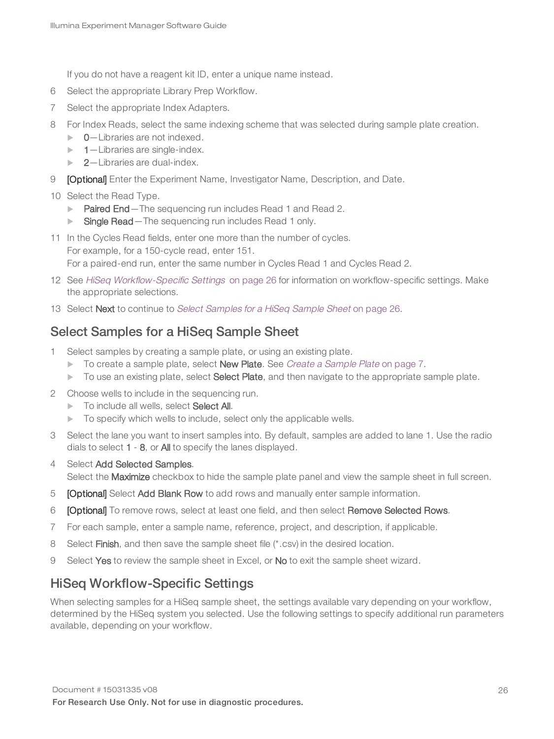If you do not have a reagent kit ID, enter a unique name instead.

6 Select the appropriate Library Prep Workflow.

7 Select the appropriate Index Adapters.

8 For Index Reads, select the same indexing scheme that was selected during sample plate creation.
   - **0**—Libraries are not indexed.
   - **1**—Libraries are single-index.
   - **2**—Libraries are dual-index.

9 **[Optional]** Enter the Experiment Name, Investigator Name, Description, and Date.

10 Select the Read Type.
   - **Paired End**—The sequencing run includes Read 1 and Read 2.
   - **Single Read**—The sequencing run includes Read 1 only.

11 In the Cycles Read fields, enter one more than the number of cycles.
   For example, for a 150-cycle read, enter 151.
   For a paired-end run, enter the same number in Cycles Read 1 and Cycles Read 2.

12 See *HiSeq Workflow-Specific Settings* on page 26 for information on workflow-specific settings. Make the appropriate selections.

13 Select **Next** to continue to *Select Samples for a HiSeq Sample Sheet* on page 26.

## Select Samples for a HiSeq Sample Sheet

1 Select samples by creating a sample plate, or using an existing plate.
   - To create a sample plate, select **New Plate**. See *Create a Sample Plate* on page 7.
   - To use an existing plate, select **Select Plate**, and then navigate to the appropriate sample plate.

2 Choose wells to include in the sequencing run.
   - To include all wells, select **Select All**.
   - To specify which wells to include, select only the applicable wells.

3 Select the lane you want to insert samples into. By default, samples are added to lane 1. Use the radio dials to select **1** - **8**, or **All** to specify the lanes displayed.

4 Select **Add Selected Samples**.
   Select the **Maximize** checkbox to hide the sample plate panel and view the sample sheet in full screen.

5 **[Optional]** Select **Add Blank Row** to add rows and manually enter sample information.

6 **[Optional]** To remove rows, select at least one field, and then select **Remove Selected Rows**.

7 For each sample, enter a sample name, reference, project, and description, if applicable.

8 Select **Finish**, and then save the sample sheet file (*.csv) in the desired location.

9 Select **Yes** to review the sample sheet in Excel, or **No** to exit the sample sheet wizard.

## HiSeq Workflow-Specific Settings

When selecting samples for a HiSeq sample sheet, the settings available vary depending on your workflow, determined by the HiSeq system you selected. Use the following settings to specify additional run parameters available, depending on your workflow.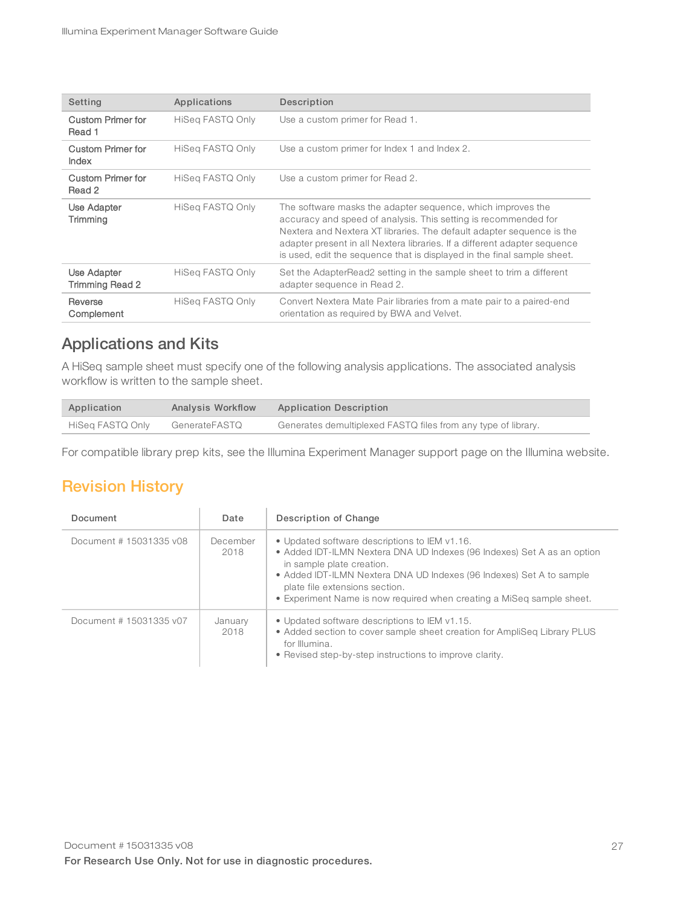| Setting | Applications | Description |
| --- | --- | --- |
| Custom Primer for Read 1 | HiSeq FASTQ Only | Use a custom primer for Read 1. |
| Custom Primer for Index | HiSeq FASTQ Only | Use a custom primer for Index 1 and Index 2. |
| Custom Primer for Read 2 | HiSeq FASTQ Only | Use a custom primer for Read 2. |
| Use Adapter Trimming | HiSeq FASTQ Only | The software masks the adapter sequence, which improves the accuracy and speed of analysis. This setting is recommended for Nextera and Nextera XT libraries. The default adapter sequence is the adapter present in all Nextera libraries. If a different adapter sequence is used, edit the sequence that is displayed in the final sample sheet. |
| Use Adapter Trimming Read 2 | HiSeq FASTQ Only | Set the AdapterRead2 setting in the sample sheet to trim a different adapter sequence in Read 2. |
| Reverse Complement | HiSeq FASTQ Only | Convert Nextera Mate Pair libraries from a mate pair to a paired-end orientation as required by BWA and Velvet. |

## Applications and Kits

A HiSeq sample sheet must specify one of the following analysis applications. The associated analysis workflow is written to the sample sheet.

| Application | Analysis Workflow | Application Description |
| --- | --- | --- |
| HiSeq FASTQ Only | GenerateFASTQ | Generates demultiplexed FASTQ files from any type of library. |

For compatible library prep kits, see the Illumina Experiment Manager support page on the Illumina website.

# Revision History

| Document | Date | Description of Change |
| --- | --- | --- |
| Document # 15031335 v08 | December 2018 | • Updated software descriptions to IEM v1.16.<br>• Added IDT-ILMN Nextera DNA UD Indexes (96 Indexes) Set A as an option in sample plate creation.<br>• Added IDT-ILMN Nextera DNA UD Indexes (96 Indexes) Set A to sample plate file extensions section.<br>• Experiment Name is now required when creating a MiSeq sample sheet. |
| Document # 15031335 v07 | January 2018 | • Updated software descriptions to IEM v1.15.<br>• Added section to cover sample sheet creation for AmpliSeq Library PLUS for Illumina.<br>• Revised step-by-step instructions to improve clarity. |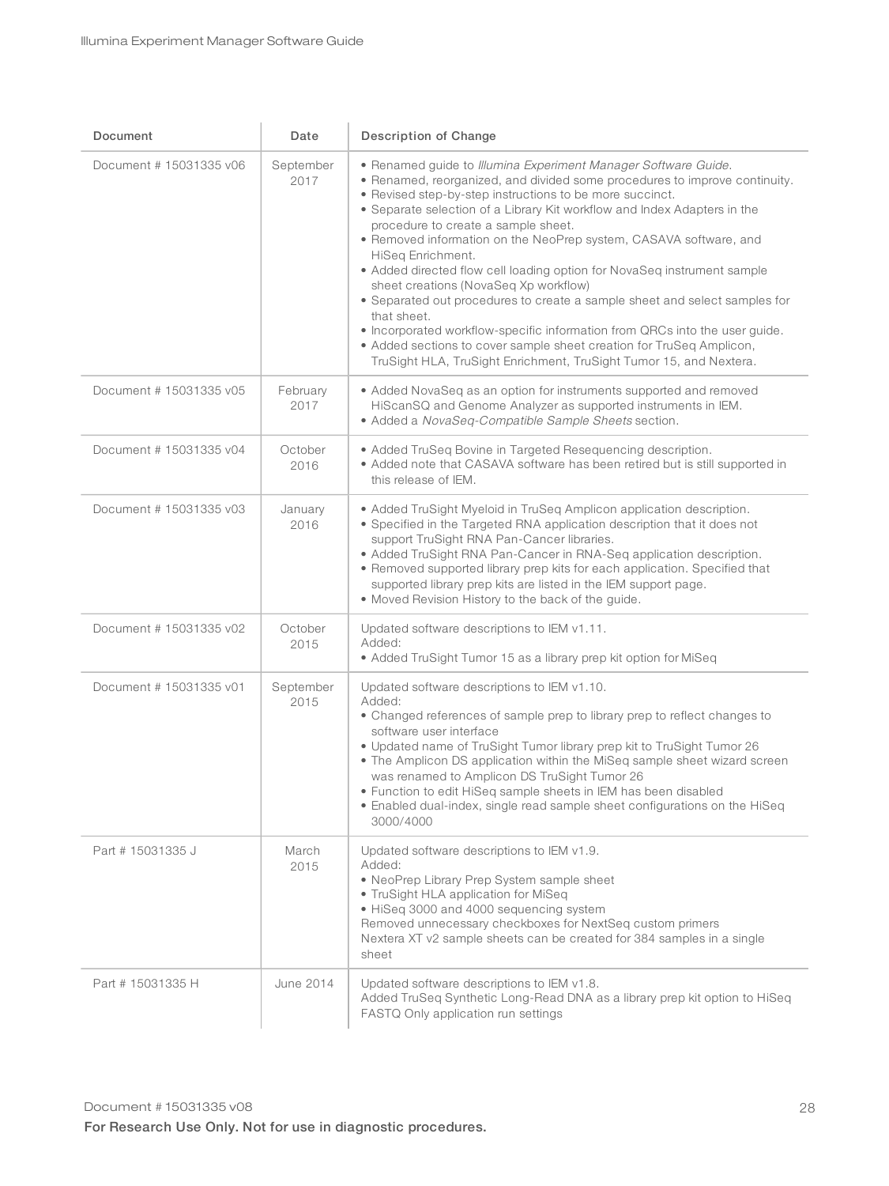| Document | Date | Description of Change |
|---|---|---|
| Document # 15031335 v06 | September 2017 | • Renamed guide to *Illumina Experiment Manager Software Guide*.<br>• Renamed, reorganized, and divided some procedures to improve continuity.<br>• Revised step-by-step instructions to be more succinct.<br>• Separate selection of a Library Kit workflow and Index Adapters in the procedure to create a sample sheet.<br>• Removed information on the NeoPrep system, CASAVA software, and HiSeq Enrichment.<br>• Added directed flow cell loading option for NovaSeq instrument sample sheet creations (NovaSeq Xp workflow)<br>• Separated out procedures to create a sample sheet and select samples for that sheet.<br>• Incorporated workflow-specific information from QRCs into the user guide.<br>• Added sections to cover sample sheet creation for TruSeq Amplicon, TruSight HLA, TruSight Enrichment, TruSight Tumor 15, and Nextera. |
| Document # 15031335 v05 | February 2017 | • Added NovaSeq as an option for instruments supported and removed HiScanSQ and Genome Analyzer as supported instruments in IEM.<br>• Added a *NovaSeq-Compatible Sample Sheets* section. |
| Document # 15031335 v04 | October 2016 | • Added TruSeq Bovine in Targeted Resequencing description.<br>• Added note that CASAVA software has been retired but is still supported in this release of IEM. |
| Document # 15031335 v03 | January 2016 | • Added TruSight Myeloid in TruSeq Amplicon application description.<br>• Specified in the Targeted RNA application description that it does not support TruSight RNA Pan-Cancer libraries.<br>• Added TruSight RNA Pan-Cancer in RNA-Seq application description.<br>• Removed supported library prep kits for each application. Specified that supported library prep kits are listed in the IEM support page.<br>• Moved Revision History to the back of the guide. |
| Document # 15031335 v02 | October 2015 | Updated software descriptions to IEM v1.11.<br>Added:<br>• Added TruSight Tumor 15 as a library prep kit option for MiSeq |
| Document # 15031335 v01 | September 2015 | Updated software descriptions to IEM v1.10.<br>Added:<br>• Changed references of sample prep to library prep to reflect changes to software user interface<br>• Updated name of TruSight Tumor library prep kit to TruSight Tumor 26<br>• The Amplicon DS application within the MiSeq sample sheet wizard screen was renamed to Amplicon DS TruSight Tumor 26<br>• Function to edit HiSeq sample sheets in IEM has been disabled<br>• Enabled dual-index, single read sample sheet configurations on the HiSeq 3000/4000 |
| Part # 15031335 J | March 2015 | Updated software descriptions to IEM v1.9.<br>Added:<br>• NeoPrep Library Prep System sample sheet<br>• TruSight HLA application for MiSeq<br>• HiSeq 3000 and 4000 sequencing system<br>Removed unnecessary checkboxes for NextSeq custom primers<br>Nextera XT v2 sample sheets can be created for 384 samples in a single sheet |
| Part # 15031335 H | June 2014 | Updated software descriptions to IEM v1.8.<br>Added TruSeq Synthetic Long-Read DNA as a library prep kit option to HiSeq FASTQ Only application run settings |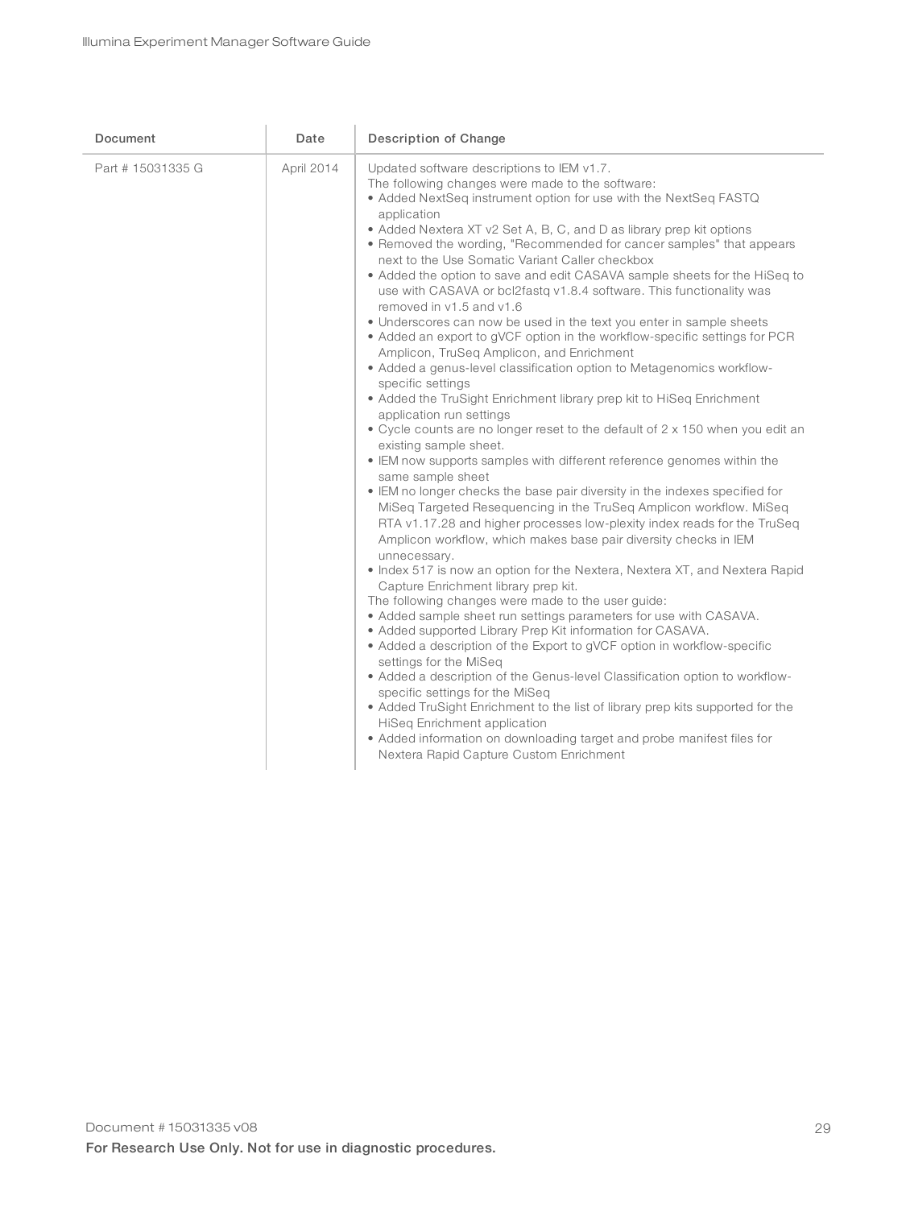| Document | Date | Description of Change |
|---|---|---|
| Part # 15031335 G | April 2014 | Updated software descriptions to IEM v1.7.<br>The following changes were made to the software:<br>• Added NextSeq instrument option for use with the NextSeq FASTQ application<br>• Added Nextera XT v2 Set A, B, C, and D as library prep kit options<br>• Removed the wording, "Recommended for cancer samples" that appears next to the Use Somatic Variant Caller checkbox<br>• Added the option to save and edit CASAVA sample sheets for the HiSeq to use with CASAVA or bcl2fastq v1.8.4 software. This functionality was removed in v1.5 and v1.6<br>• Underscores can now be used in the text you enter in sample sheets<br>• Added an export to gVCF option in the workflow-specific settings for PCR Amplicon, TruSeq Amplicon, and Enrichment<br>• Added a genus-level classification option to Metagenomics workflow-specific settings<br>• Added the TruSight Enrichment library prep kit to HiSeq Enrichment application run settings<br>• Cycle counts are no longer reset to the default of 2 x 150 when you edit an existing sample sheet.<br>• IEM now supports samples with different reference genomes within the same sample sheet<br>• IEM no longer checks the base pair diversity in the indexes specified for MiSeq Targeted Resequencing in the TruSeq Amplicon workflow. MiSeq RTA v1.17.28 and higher processes low-plexity index reads for the TruSeq Amplicon workflow, which makes base pair diversity checks in IEM unnecessary.<br>• Index 517 is now an option for the Nextera, Nextera XT, and Nextera Rapid Capture Enrichment library prep kit.<br>The following changes were made to the user guide:<br>• Added sample sheet run settings parameters for use with CASAVA.<br>• Added supported Library Prep Kit information for CASAVA.<br>• Added a description of the Export to gVCF option in workflow-specific settings for the MiSeq<br>• Added a description of the Genus-level Classification option to workflow-specific settings for the MiSeq<br>• Added TruSight Enrichment to the list of library prep kits supported for the HiSeq Enrichment application<br>• Added information on downloading target and probe manifest files for Nextera Rapid Capture Custom Enrichment |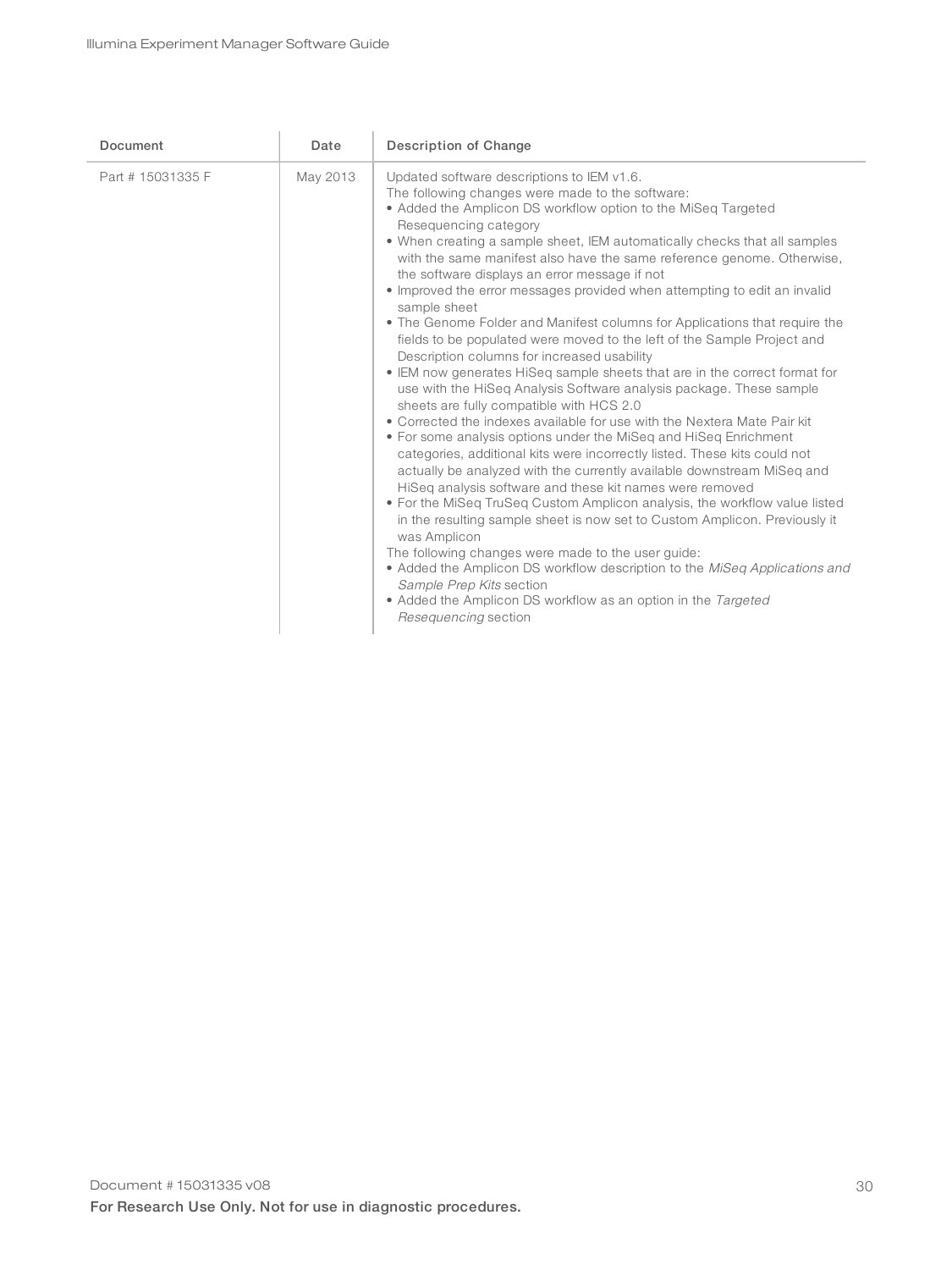| Document | Date | Description of Change |
|---|---|---|
| Part # 15031335 F | May 2013 | Updated software descriptions to IEM v1.6.<br>The following changes were made to the software:<br>• Added the Amplicon DS workflow option to the MiSeq Targeted Resequencing category<br>• When creating a sample sheet, IEM automatically checks that all samples with the same manifest also have the same reference genome. Otherwise, the software displays an error message if not<br>• Improved the error messages provided when attempting to edit an invalid sample sheet<br>• The Genome Folder and Manifest columns for Applications that require the fields to be populated were moved to the left of the Sample Project and Description columns for increased usability<br>• IEM now generates HiSeq sample sheets that are in the correct format for use with the HiSeq Analysis Software analysis package. These sample sheets are fully compatible with HCS 2.0<br>• Corrected the indexes available for use with the Nextera Mate Pair kit<br>• For some analysis options under the MiSeq and HiSeq Enrichment categories, additional kits were incorrectly listed. These kits could not actually be analyzed with the currently available downstream MiSeq and HiSeq analysis software and these kit names were removed<br>• For the MiSeq TruSeq Custom Amplicon analysis, the workflow value listed in the resulting sample sheet is now set to Custom Amplicon. Previously it was Amplicon<br>The following changes were made to the user guide:<br>• Added the Amplicon DS workflow description to the *MiSeq Applications and Sample Prep Kits* section<br>• Added the Amplicon DS workflow as an option in the *Targeted Resequencing* section |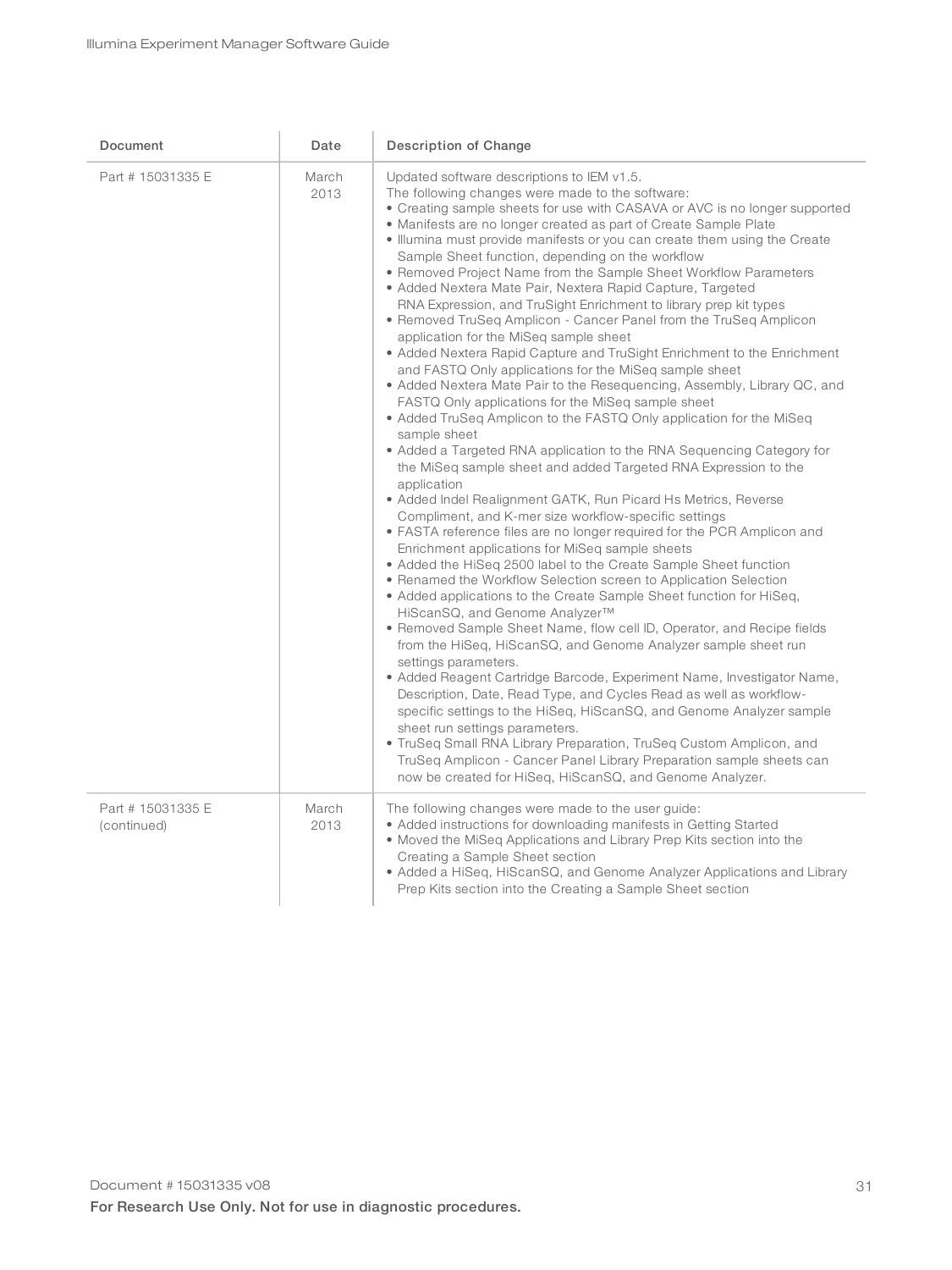| Document | Date | Description of Change |
| --- | --- | --- |
| Part # 15031335 E | March 2013 | Updated software descriptions to IEM v1.5.<br>The following changes were made to the software:<br>• Creating sample sheets for use with CASAVA or AVC is no longer supported<br>• Manifests are no longer created as part of Create Sample Plate<br>• Illumina must provide manifests or you can create them using the Create Sample Sheet function, depending on the workflow<br>• Removed Project Name from the Sample Sheet Workflow Parameters<br>• Added Nextera Mate Pair, Nextera Rapid Capture, Targeted RNA Expression, and TruSight Enrichment to library prep kit types<br>• Removed TruSeq Amplicon - Cancer Panel from the TruSeq Amplicon application for the MiSeq sample sheet<br>• Added Nextera Rapid Capture and TruSight Enrichment to the Enrichment and FASTQ Only applications for the MiSeq sample sheet<br>• Added Nextera Mate Pair to the Resequencing, Assembly, Library QC, and FASTQ Only applications for the MiSeq sample sheet<br>• Added TruSeq Amplicon to the FASTQ Only application for the MiSeq sample sheet<br>• Added a Targeted RNA application to the RNA Sequencing Category for the MiSeq sample sheet and added Targeted RNA Expression to the application<br>• Added Indel Realignment GATK, Run Picard Hs Metrics, Reverse Compliment, and K-mer size workflow-specific settings<br>• FASTA reference files are no longer required for the PCR Amplicon and Enrichment applications for MiSeq sample sheets<br>• Added the HiSeq 2500 label to the Create Sample Sheet function<br>• Renamed the Workflow Selection screen to Application Selection<br>• Added applications to the Create Sample Sheet function for HiSeq, HiScanSQ, and Genome Analyzer™<br>• Removed Sample Sheet Name, flow cell ID, Operator, and Recipe fields from the HiSeq, HiScanSQ, and Genome Analyzer sample sheet run settings parameters.<br>• Added Reagent Cartridge Barcode, Experiment Name, Investigator Name, Description, Date, Read Type, and Cycles Read as well as workflow-specific settings to the HiSeq, HiScanSQ, and Genome Analyzer sample sheet run settings parameters.<br>• TruSeq Small RNA Library Preparation, TruSeq Custom Amplicon, and TruSeq Amplicon - Cancer Panel Library Preparation sample sheets can now be created for HiSeq, HiScanSQ, and Genome Analyzer. |
| Part # 15031335 E (continued) | March 2013 | The following changes were made to the user guide:<br>• Added instructions for downloading manifests in Getting Started<br>• Moved the MiSeq Applications and Library Prep Kits section into the Creating a Sample Sheet section<br>• Added a HiSeq, HiScanSQ, and Genome Analyzer Applications and Library Prep Kits section into the Creating a Sample Sheet section |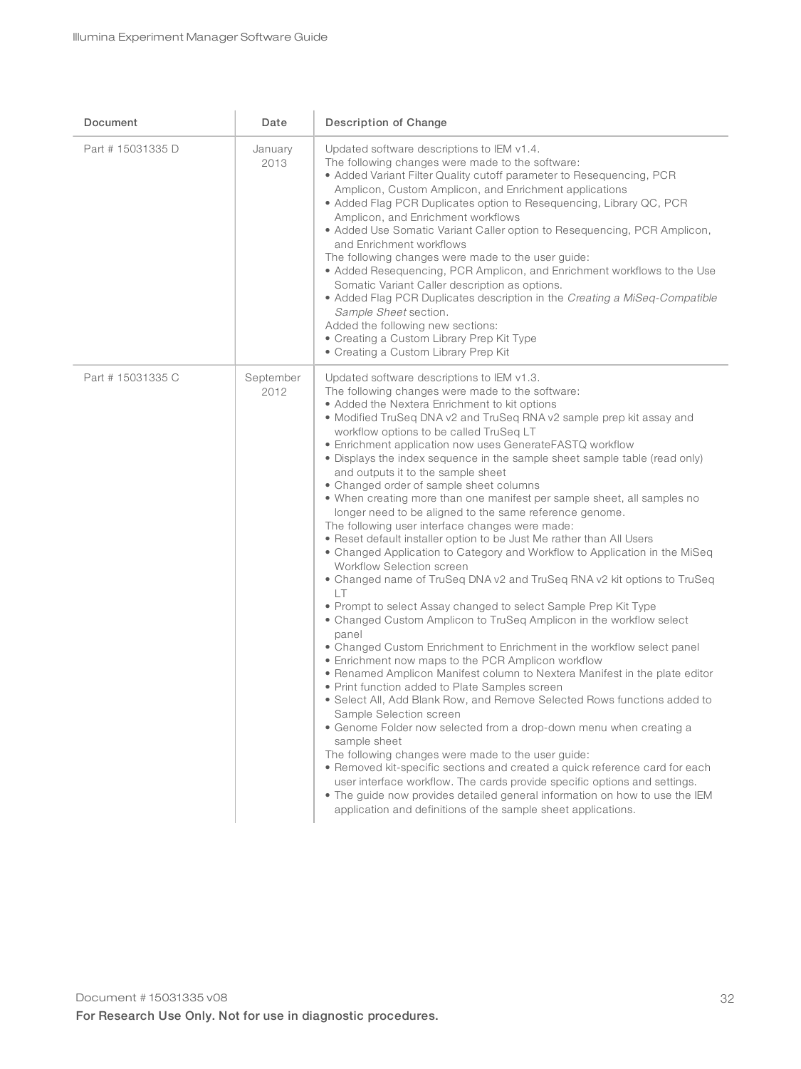| Document | Date | Description of Change |
|---|---|---|
| Part # 15031335 D | January 2013 | Updated software descriptions to IEM v1.4.<br>The following changes were made to the software:<br>• Added Variant Filter Quality cutoff parameter to Resequencing, PCR Amplicon, Custom Amplicon, and Enrichment applications<br>• Added Flag PCR Duplicates option to Resequencing, Library QC, PCR Amplicon, and Enrichment workflows<br>• Added Use Somatic Variant Caller option to Resequencing, PCR Amplicon, and Enrichment workflows<br>The following changes were made to the user guide:<br>• Added Resequencing, PCR Amplicon, and Enrichment workflows to the Use Somatic Variant Caller description as options.<br>• Added Flag PCR Duplicates description in the *Creating a MiSeq-Compatible Sample Sheet* section.<br>Added the following new sections:<br>• Creating a Custom Library Prep Kit Type<br>• Creating a Custom Library Prep Kit |
| Part # 15031335 C | September 2012 | Updated software descriptions to IEM v1.3.<br>The following changes were made to the software:<br>• Added the Nextera Enrichment to kit options<br>• Modified TruSeq DNA v2 and TruSeq RNA v2 sample prep kit assay and workflow options to be called TruSeq LT<br>• Enrichment application now uses GenerateFASTQ workflow<br>• Displays the index sequence in the sample sheet sample table (read only) and outputs it to the sample sheet<br>• Changed order of sample sheet columns<br>• When creating more than one manifest per sample sheet, all samples no longer need to be aligned to the same reference genome.<br>The following user interface changes were made:<br>• Reset default installer option to be Just Me rather than All Users<br>• Changed Application to Category and Workflow to Application in the MiSeq Workflow Selection screen<br>• Changed name of TruSeq DNA v2 and TruSeq RNA v2 kit options to TruSeq LT<br>• Prompt to select Assay changed to select Sample Prep Kit Type<br>• Changed Custom Amplicon to TruSeq Amplicon in the workflow select panel<br>• Changed Custom Enrichment to Enrichment in the workflow select panel<br>• Enrichment now maps to the PCR Amplicon workflow<br>• Renamed Amplicon Manifest column to Nextera Manifest in the plate editor<br>• Print function added to Plate Samples screen<br>• Select All, Add Blank Row, and Remove Selected Rows functions added to Sample Selection screen<br>• Genome Folder now selected from a drop-down menu when creating a sample sheet<br>The following changes were made to the user guide:<br>• Removed kit-specific sections and created a quick reference card for each user interface workflow. The cards provide specific options and settings.<br>• The guide now provides detailed general information on how to use the IEM application and definitions of the sample sheet applications. |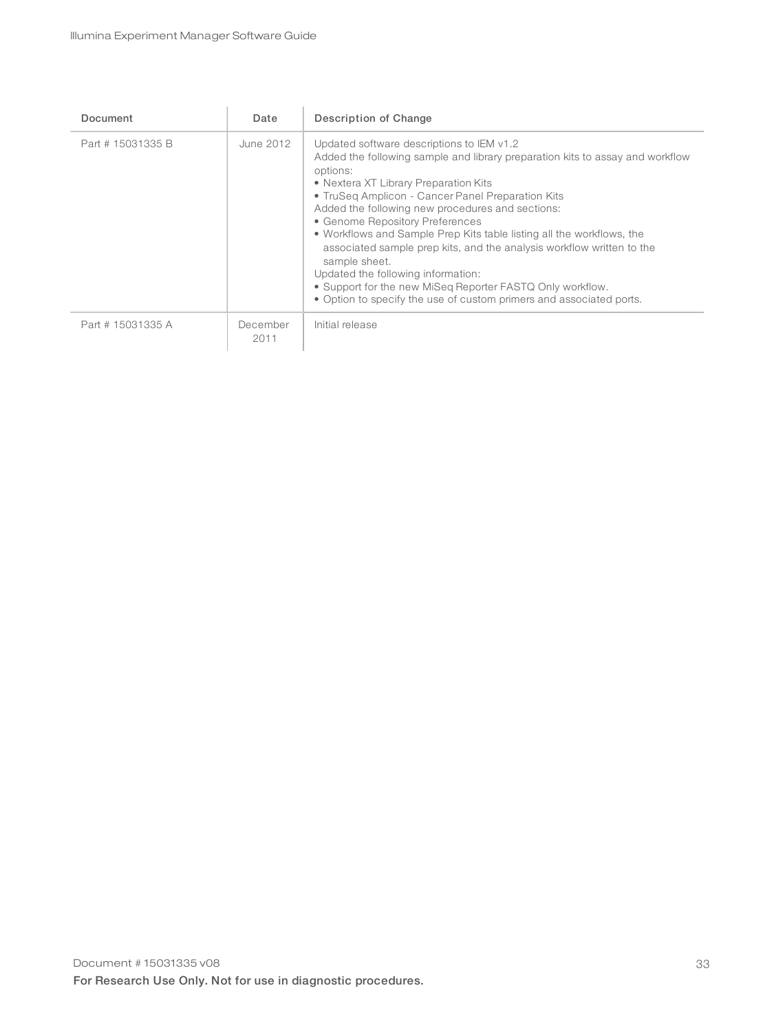| Document | Date | Description of Change |
|---|---|---|
| Part # 15031335 B | June 2012 | Updated software descriptions to IEM v1.2<br>Added the following sample and library preparation kits to assay and workflow options:<br>• Nextera XT Library Preparation Kits<br>• TruSeq Amplicon - Cancer Panel Preparation Kits<br>Added the following new procedures and sections:<br>• Genome Repository Preferences<br>• Workflows and Sample Prep Kits table listing all the workflows, the associated sample prep kits, and the analysis workflow written to the sample sheet.<br>Updated the following information:<br>• Support for the new MiSeq Reporter FASTQ Only workflow.<br>• Option to specify the use of custom primers and associated ports. |
| Part # 15031335 A | December 2011 | Initial release |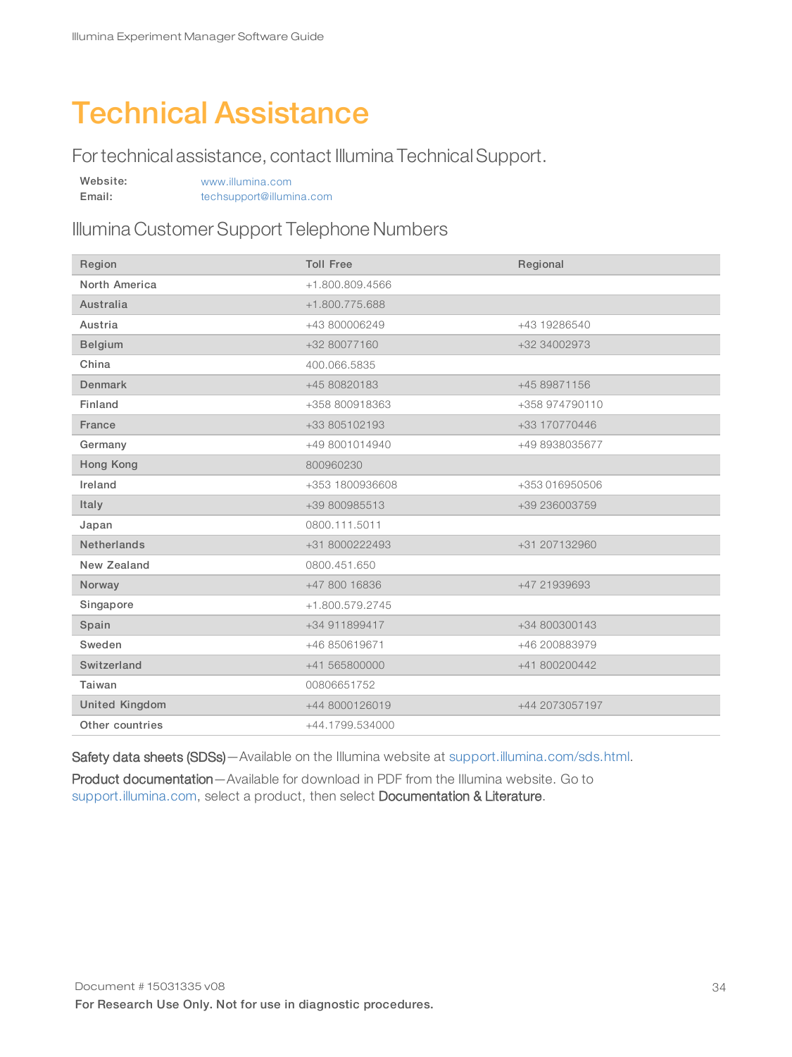# Technical Assistance

## For technical assistance, contact Illumina Technical Support.

| | |
|---|---|
| **Website:** | www.illumina.com |
| **Email:** | techsupport@illumina.com |

### Illumina Customer Support Telephone Numbers

| Region | Toll Free | Regional |
|---|---|---|
| North America | +1.800.809.4566 | |
| Australia | +1.800.775.688 | |
| Austria | +43 800006249 | +43 19286540 |
| Belgium | +32 80077160 | +32 34002973 |
| China | 400.066.5835 | |
| Denmark | +45 80820183 | +45 89871156 |
| Finland | +358 800918363 | +358 974790110 |
| France | +33 805102193 | +33 170770446 |
| Germany | +49 8001014940 | +49 8938035677 |
| Hong Kong | 800960230 | |
| Ireland | +353 1800936608 | +353 016950506 |
| Italy | +39 800985513 | +39 236003759 |
| Japan | 0800.111.5011 | |
| Netherlands | +31 8000222493 | +31 207132960 |
| New Zealand | 0800.451.650 | |
| Norway | +47 800 16836 | +47 21939693 |
| Singapore | +1.800.579.2745 | |
| Spain | +34 911899417 | +34 800300143 |
| Sweden | +46 850619671 | +46 200883979 |
| Switzerland | +41 565800000 | +41 800200442 |
| Taiwan | 00806651752 | |
| United Kingdom | +44 8000126019 | +44 2073057197 |
| Other countries | +44.1799.534000 | |

**Safety data sheets (SDSs)**—Available on the Illumina website at support.illumina.com/sds.html.

**Product documentation**—Available for download in PDF from the Illumina website. Go to support.illumina.com, select a product, then select **Documentation & Literature**.

Document # 15031335 v08

**For Research Use Only. Not for use in diagnostic procedures.**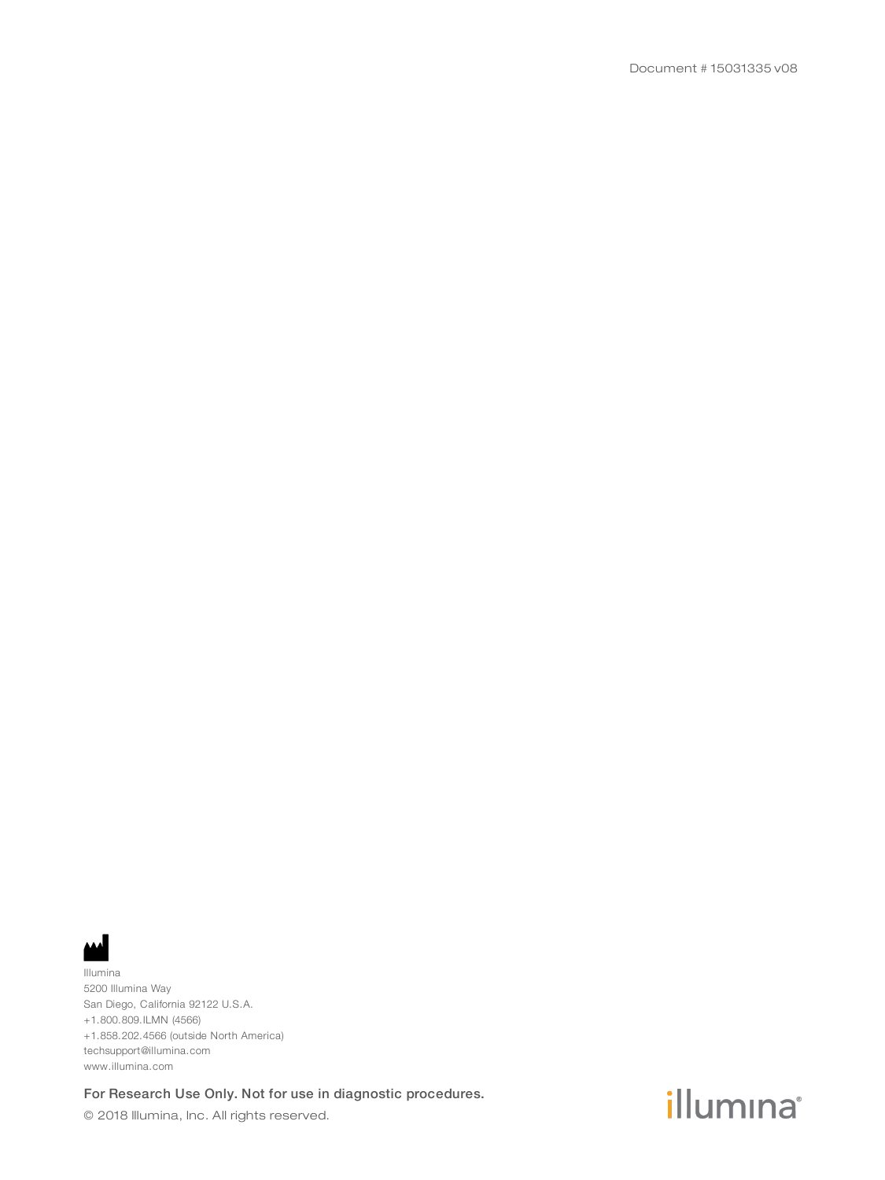Document # 15031335 v08

Illumina
5200 Illumina Way
San Diego, California 92122 U.S.A.
+1.800.809.ILMN (4566)
+1.858.202.4566 (outside North America)
techsupport@illumina.com
www.illumina.com

**For Research Use Only. Not for use in diagnostic procedures.**

© 2018 Illumina, Inc. All rights reserved.